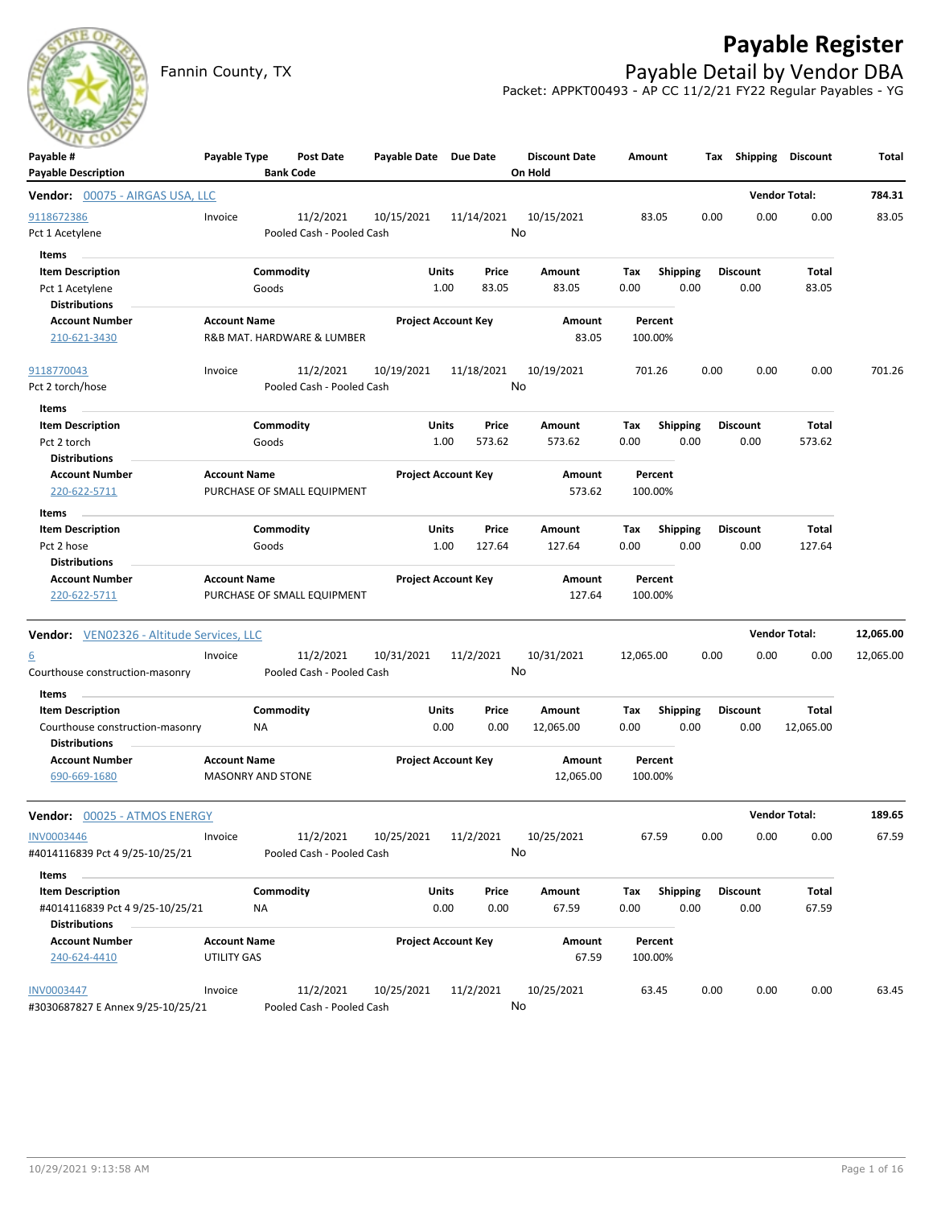# Payable Register

Fannin County, TX

## Payable Detail by Vendor DBA

Packet: APPKT00493 - AP CC 11/2/21 FY22 Regular Payables - YG

| Payable # / Payable Description | Payable Type | Post Date / Bank Code | Payable Date | Due Date | Discount Date / On Hold | Amount | Tax | Shipping | Discount | Total |
|---|---|---|---|---|---|---|---|---|---|---|

**Vendor: 00075 - AIRGAS USA, LLC** — Vendor Total: **784.31**

| Payable # | Payable Type | Post Date | Payable Date | Due Date | Discount Date | Amount | Tax | Shipping | Discount | Total |
|---|---|---|---|---|---|---|---|---|---|---|
| 9118672386 | Invoice | 11/2/2021 | 10/15/2021 | 11/14/2021 | 10/15/2021 | 83.05 | 0.00 | 0.00 | 0.00 | 83.05 |
| Pct 1 Acetylene | | Pooled Cash - Pooled Cash | | | No | | | | | |

Items

| Item Description | Commodity | Units | Price | Amount | Tax | Shipping | Discount | Total |
|---|---|---|---|---|---|---|---|---|
| Pct 1 Acetylene | Goods | 1.00 | 83.05 | 83.05 | 0.00 | 0.00 | 0.00 | 83.05 |

Distributions

| Account Number | Account Name | Project Account Key | Amount | Percent |
|---|---|---|---|---|
| 210-621-3430 | R&B MAT. HARDWARE & LUMBER | | 83.05 | 100.00% |

| Payable # | Payable Type | Post Date | Payable Date | Due Date | Discount Date | Amount | Tax | Shipping | Discount | Total |
|---|---|---|---|---|---|---|---|---|---|---|
| 9118770043 | Invoice | 11/2/2021 | 10/19/2021 | 11/18/2021 | 10/19/2021 | 701.26 | 0.00 | 0.00 | 0.00 | 701.26 |
| Pct 2 torch/hose | | Pooled Cash - Pooled Cash | | | No | | | | | |

Items

| Item Description | Commodity | Units | Price | Amount | Tax | Shipping | Discount | Total |
|---|---|---|---|---|---|---|---|---|
| Pct 2 torch | Goods | 1.00 | 573.62 | 573.62 | 0.00 | 0.00 | 0.00 | 573.62 |

Distributions

| Account Number | Account Name | Project Account Key | Amount | Percent |
|---|---|---|---|---|
| 220-622-5711 | PURCHASE OF SMALL EQUIPMENT | | 573.62 | 100.00% |

Items

| Item Description | Commodity | Units | Price | Amount | Tax | Shipping | Discount | Total |
|---|---|---|---|---|---|---|---|---|
| Pct 2 hose | Goods | 1.00 | 127.64 | 127.64 | 0.00 | 0.00 | 0.00 | 127.64 |

Distributions

| Account Number | Account Name | Project Account Key | Amount | Percent |
|---|---|---|---|---|
| 220-622-5711 | PURCHASE OF SMALL EQUIPMENT | | 127.64 | 100.00% |

**Vendor: VEN02326 - Altitude Services, LLC** — Vendor Total: **12,065.00**

| Payable # | Payable Type | Post Date | Payable Date | Due Date | Discount Date | Amount | Tax | Shipping | Discount | Total |
|---|---|---|---|---|---|---|---|---|---|---|
| 6 | Invoice | 11/2/2021 | 10/31/2021 | 11/2/2021 | 10/31/2021 | 12,065.00 | 0.00 | 0.00 | 0.00 | 12,065.00 |
| Courthouse construction-masonry | | Pooled Cash - Pooled Cash | | | No | | | | | |

Items

| Item Description | Commodity | Units | Price | Amount | Tax | Shipping | Discount | Total |
|---|---|---|---|---|---|---|---|---|
| Courthouse construction-masonry | NA | 0.00 | 0.00 | 12,065.00 | 0.00 | 0.00 | 0.00 | 12,065.00 |

Distributions

| Account Number | Account Name | Project Account Key | Amount | Percent |
|---|---|---|---|---|
| 690-669-1680 | MASONRY AND STONE | | 12,065.00 | 100.00% |

**Vendor: 00025 - ATMOS ENERGY** — Vendor Total: **189.65**

| Payable # | Payable Type | Post Date | Payable Date | Due Date | Discount Date | Amount | Tax | Shipping | Discount | Total |
|---|---|---|---|---|---|---|---|---|---|---|
| INV0003446 | Invoice | 11/2/2021 | 10/25/2021 | 11/2/2021 | 10/25/2021 | 67.59 | 0.00 | 0.00 | 0.00 | 67.59 |
| #4014116839 Pct 4 9/25-10/25/21 | | Pooled Cash - Pooled Cash | | | No | | | | | |

Items

| Item Description | Commodity | Units | Price | Amount | Tax | Shipping | Discount | Total |
|---|---|---|---|---|---|---|---|---|
| #4014116839 Pct 4 9/25-10/25/21 | NA | 0.00 | 0.00 | 67.59 | 0.00 | 0.00 | 0.00 | 67.59 |

Distributions

| Account Number | Account Name | Project Account Key | Amount | Percent |
|---|---|---|---|---|
| 240-624-4410 | UTILITY GAS | | 67.59 | 100.00% |

| Payable # | Payable Type | Post Date | Payable Date | Due Date | Discount Date | Amount | Tax | Shipping | Discount | Total |
|---|---|---|---|---|---|---|---|---|---|---|
| INV0003447 | Invoice | 11/2/2021 | 10/25/2021 | 11/2/2021 | 10/25/2021 | 63.45 | 0.00 | 0.00 | 0.00 | 63.45 |
| #3030687827 E Annex 9/25-10/25/21 | | Pooled Cash - Pooled Cash | | | No | | | | | |

10/29/2021 9:13:58 AM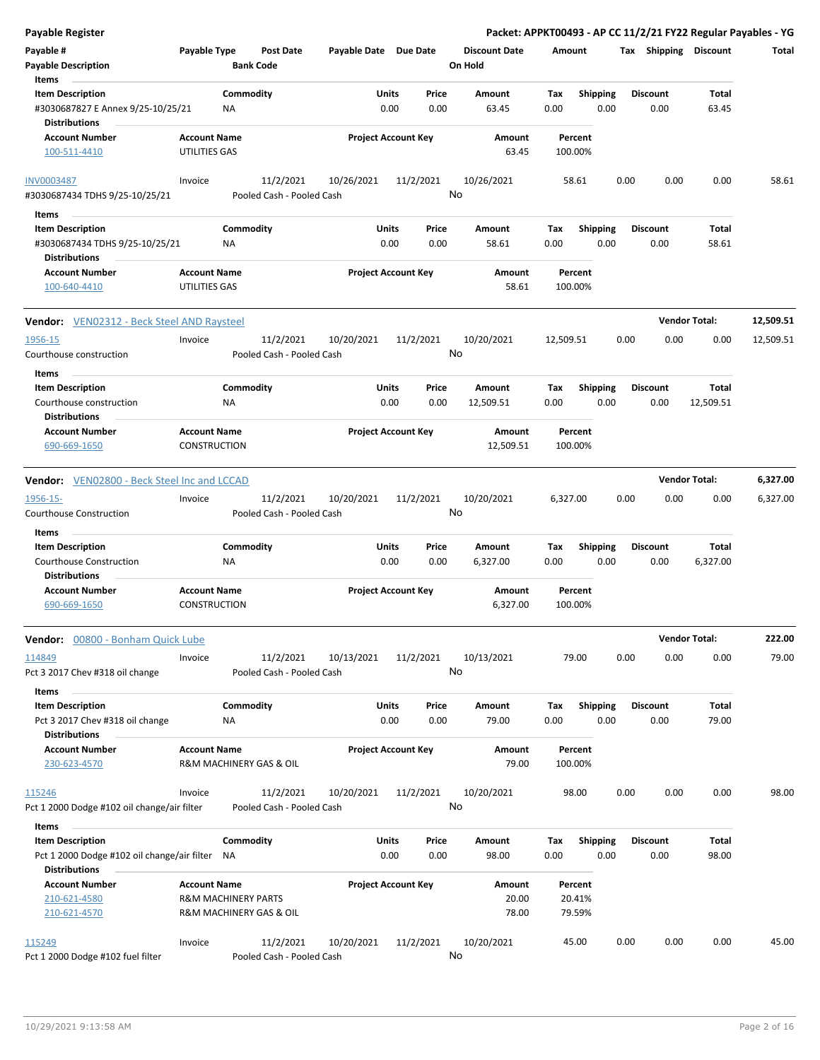**Payable Register** — Packet: APPKT00493 - AP CC 11/2/21 FY22 Regular Payables - YG

| Payable # | Payable Type | Post Date | Payable Date | Due Date | Discount Date | Amount | Tax | Shipping | Discount | Total |
|---|---|---|---|---|---|---|---|---|---|---|
| **Payable Description** | | **Bank Code** | | | **On Hold** | | | | | |

**Items**

| Item Description | Commodity | Units | Price | Amount | Tax | Shipping | Discount | Total |
|---|---|---|---|---|---|---|---|---|
| #3030687827 E Annex 9/25-10/25/21 | NA | 0.00 | 0.00 | 63.45 | 0.00 | 0.00 | 0.00 | 63.45 |

**Distributions**

| Account Number | Account Name | Project Account Key | Amount | Percent |
|---|---|---|---|---|
| 100-511-4410 | UTILITIES GAS | | 63.45 | 100.00% |

| Payable # | Payable Type | Post Date | Payable Date | Due Date | Discount Date | Amount | Tax | Shipping | Discount | Total |
|---|---|---|---|---|---|---|---|---|---|---|
| INV0003487 | Invoice | 11/2/2021 | 10/26/2021 | 11/2/2021 | 10/26/2021 | 58.61 | 0.00 | 0.00 | 0.00 | 58.61 |
| #3030687434 TDHS 9/25-10/25/21 | | Pooled Cash - Pooled Cash | | | No | | | | | |

**Items**

| Item Description | Commodity | Units | Price | Amount | Tax | Shipping | Discount | Total |
|---|---|---|---|---|---|---|---|---|
| #3030687434 TDHS 9/25-10/25/21 | NA | 0.00 | 0.00 | 58.61 | 0.00 | 0.00 | 0.00 | 58.61 |

**Distributions**

| Account Number | Account Name | Project Account Key | Amount | Percent |
|---|---|---|---|---|
| 100-640-4410 | UTILITIES GAS | | 58.61 | 100.00% |

**Vendor:** VEN02312 - Beck Steel AND Raysteel — **Vendor Total: 12,509.51**

| Payable # | Payable Type | Post Date | Payable Date | Due Date | Discount Date | Amount | Tax | Shipping | Discount | Total |
|---|---|---|---|---|---|---|---|---|---|---|
| 1956-15 | Invoice | 11/2/2021 | 10/20/2021 | 11/2/2021 | 10/20/2021 | 12,509.51 | 0.00 | 0.00 | 0.00 | 12,509.51 |
| Courthouse construction | | Pooled Cash - Pooled Cash | | | No | | | | | |

**Items**

| Item Description | Commodity | Units | Price | Amount | Tax | Shipping | Discount | Total |
|---|---|---|---|---|---|---|---|---|
| Courthouse construction | NA | 0.00 | 0.00 | 12,509.51 | 0.00 | 0.00 | 0.00 | 12,509.51 |

**Distributions**

| Account Number | Account Name | Project Account Key | Amount | Percent |
|---|---|---|---|---|
| 690-669-1650 | CONSTRUCTION | | 12,509.51 | 100.00% |

**Vendor:** VEN02800 - Beck Steel Inc and LCCAD — **Vendor Total: 6,327.00**

| Payable # | Payable Type | Post Date | Payable Date | Due Date | Discount Date | Amount | Tax | Shipping | Discount | Total |
|---|---|---|---|---|---|---|---|---|---|---|
| 1956-15- | Invoice | 11/2/2021 | 10/20/2021 | 11/2/2021 | 10/20/2021 | 6,327.00 | 0.00 | 0.00 | 0.00 | 6,327.00 |
| Courthouse Construction | | Pooled Cash - Pooled Cash | | | No | | | | | |

**Items**

| Item Description | Commodity | Units | Price | Amount | Tax | Shipping | Discount | Total |
|---|---|---|---|---|---|---|---|---|
| Courthouse Construction | NA | 0.00 | 0.00 | 6,327.00 | 0.00 | 0.00 | 0.00 | 6,327.00 |

**Distributions**

| Account Number | Account Name | Project Account Key | Amount | Percent |
|---|---|---|---|---|
| 690-669-1650 | CONSTRUCTION | | 6,327.00 | 100.00% |

**Vendor:** 00800 - Bonham Quick Lube — **Vendor Total: 222.00**

| Payable # | Payable Type | Post Date | Payable Date | Due Date | Discount Date | Amount | Tax | Shipping | Discount | Total |
|---|---|---|---|---|---|---|---|---|---|---|
| 114849 | Invoice | 11/2/2021 | 10/13/2021 | 11/2/2021 | 10/13/2021 | 79.00 | 0.00 | 0.00 | 0.00 | 79.00 |
| Pct 3 2017 Chev #318 oil change | | Pooled Cash - Pooled Cash | | | No | | | | | |

**Items**

| Item Description | Commodity | Units | Price | Amount | Tax | Shipping | Discount | Total |
|---|---|---|---|---|---|---|---|---|
| Pct 3 2017 Chev #318 oil change | NA | 0.00 | 0.00 | 79.00 | 0.00 | 0.00 | 0.00 | 79.00 |

**Distributions**

| Account Number | Account Name | Project Account Key | Amount | Percent |
|---|---|---|---|---|
| 230-623-4570 | R&M MACHINERY GAS & OIL | | 79.00 | 100.00% |

| Payable # | Payable Type | Post Date | Payable Date | Due Date | Discount Date | Amount | Tax | Shipping | Discount | Total |
|---|---|---|---|---|---|---|---|---|---|---|
| 115246 | Invoice | 11/2/2021 | 10/20/2021 | 11/2/2021 | 10/20/2021 | 98.00 | 0.00 | 0.00 | 0.00 | 98.00 |
| Pct 1 2000 Dodge #102 oil change/air filter | | Pooled Cash - Pooled Cash | | | No | | | | | |

**Items**

| Item Description | Commodity | Units | Price | Amount | Tax | Shipping | Discount | Total |
|---|---|---|---|---|---|---|---|---|
| Pct 1 2000 Dodge #102 oil change/air filter | NA | 0.00 | 0.00 | 98.00 | 0.00 | 0.00 | 0.00 | 98.00 |

**Distributions**

| Account Number | Account Name | Project Account Key | Amount | Percent |
|---|---|---|---|---|
| 210-621-4580 | R&M MACHINERY PARTS | | 20.00 | 20.41% |
| 210-621-4570 | R&M MACHINERY GAS & OIL | | 78.00 | 79.59% |

| Payable # | Payable Type | Post Date | Payable Date | Due Date | Discount Date | Amount | Tax | Shipping | Discount | Total |
|---|---|---|---|---|---|---|---|---|---|---|
| 115249 | Invoice | 11/2/2021 | 10/20/2021 | 11/2/2021 | 10/20/2021 | 45.00 | 0.00 | 0.00 | 0.00 | 45.00 |
| Pct 1 2000 Dodge #102 fuel filter | | Pooled Cash - Pooled Cash | | | No | | | | | |

10/29/2021 9:13:58 AM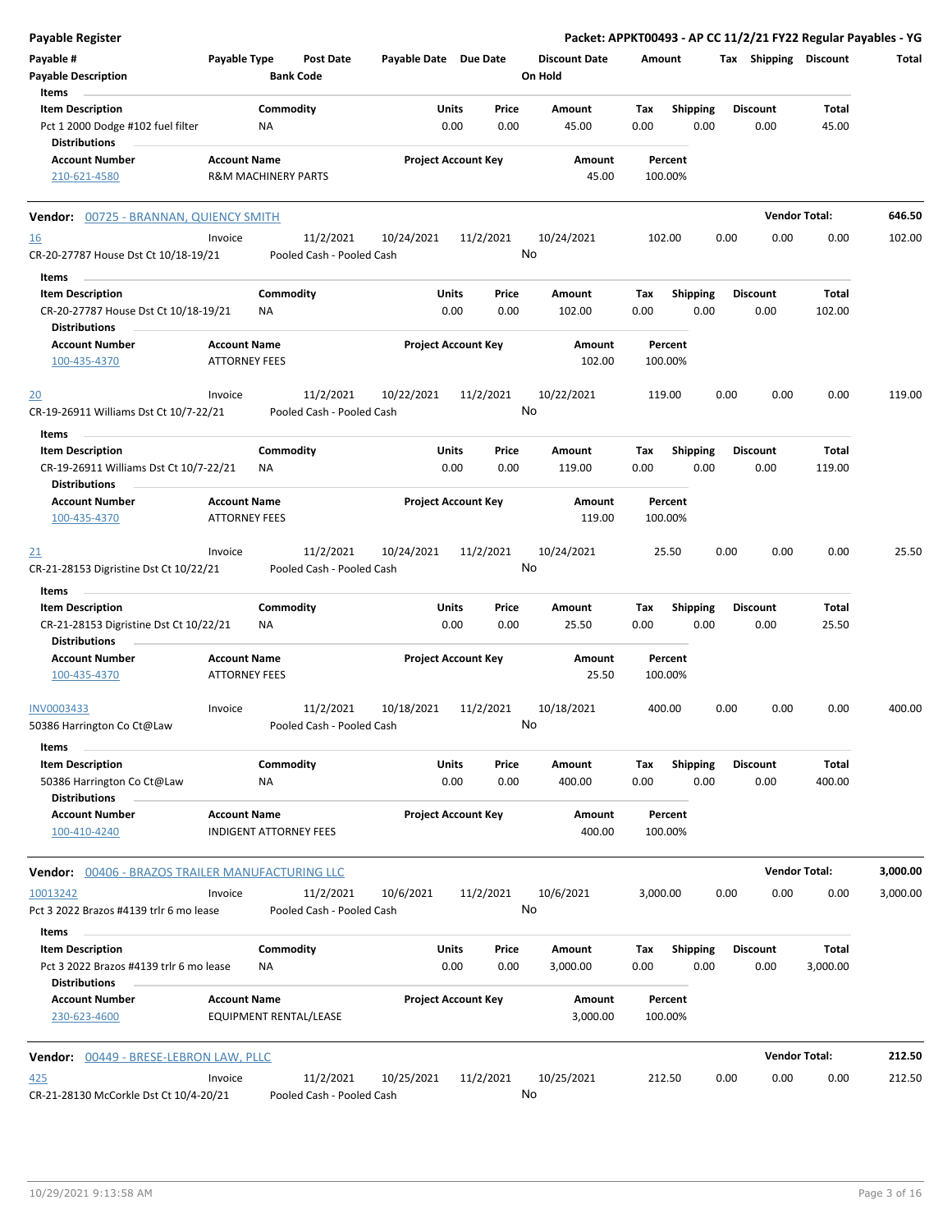**Payable Register** — Packet: APPKT00493 - AP CC 11/2/21 FY22 Regular Payables - YG

| Payable # | Payable Type | Post Date | Payable Date | Due Date | Discount Date | Amount | Tax | Shipping | Discount | Total |
|---|---|---|---|---|---|---|---|---|---|---|
| Payable Description | | Bank Code | | | On Hold | | | | | |

**Items**

| Item Description | Commodity | Units | Price | Amount | Tax | Shipping | Discount | Total |
|---|---|---|---|---|---|---|---|---|
| Pct 1 2000 Dodge #102 fuel filter | NA | 0.00 | 0.00 | 45.00 | 0.00 | 0.00 | 0.00 | 45.00 |

**Distributions**

| Account Number | Account Name | Project Account Key | Amount | Percent |
|---|---|---|---|---|
| 210-621-4580 | R&M MACHINERY PARTS | | 45.00 | 100.00% |

**Vendor: 00725 - BRANNAN, QUIENCY SMITH** — Vendor Total: 646.50

| Payable # | Payable Type | Post Date | Payable Date | Due Date | Discount Date | Amount | Tax | Shipping | Discount | Total |
|---|---|---|---|---|---|---|---|---|---|---|
| 16 | Invoice | 11/2/2021 | 10/24/2021 | 11/2/2021 | 10/24/2021 | 102.00 | 0.00 | 0.00 | 0.00 | 102.00 |
| CR-20-27787 House Dst Ct 10/18-19/21 | | Pooled Cash - Pooled Cash | | | No | | | | | |

**Items**

| Item Description | Commodity | Units | Price | Amount | Tax | Shipping | Discount | Total |
|---|---|---|---|---|---|---|---|---|
| CR-20-27787 House Dst Ct 10/18-19/21 | NA | 0.00 | 0.00 | 102.00 | 0.00 | 0.00 | 0.00 | 102.00 |

**Distributions**

| Account Number | Account Name | Project Account Key | Amount | Percent |
|---|---|---|---|---|
| 100-435-4370 | ATTORNEY FEES | | 102.00 | 100.00% |

| Payable # | Payable Type | Post Date | Payable Date | Due Date | Discount Date | Amount | Tax | Shipping | Discount | Total |
|---|---|---|---|---|---|---|---|---|---|---|
| 20 | Invoice | 11/2/2021 | 10/22/2021 | 11/2/2021 | 10/22/2021 | 119.00 | 0.00 | 0.00 | 0.00 | 119.00 |
| CR-19-26911 Williams Dst Ct 10/7-22/21 | | Pooled Cash - Pooled Cash | | | No | | | | | |

**Items**

| Item Description | Commodity | Units | Price | Amount | Tax | Shipping | Discount | Total |
|---|---|---|---|---|---|---|---|---|
| CR-19-26911 Williams Dst Ct 10/7-22/21 | NA | 0.00 | 0.00 | 119.00 | 0.00 | 0.00 | 0.00 | 119.00 |

**Distributions**

| Account Number | Account Name | Project Account Key | Amount | Percent |
|---|---|---|---|---|
| 100-435-4370 | ATTORNEY FEES | | 119.00 | 100.00% |

| Payable # | Payable Type | Post Date | Payable Date | Due Date | Discount Date | Amount | Tax | Shipping | Discount | Total |
|---|---|---|---|---|---|---|---|---|---|---|
| 21 | Invoice | 11/2/2021 | 10/24/2021 | 11/2/2021 | 10/24/2021 | 25.50 | 0.00 | 0.00 | 0.00 | 25.50 |
| CR-21-28153 Digristine Dst Ct 10/22/21 | | Pooled Cash - Pooled Cash | | | No | | | | | |

**Items**

| Item Description | Commodity | Units | Price | Amount | Tax | Shipping | Discount | Total |
|---|---|---|---|---|---|---|---|---|
| CR-21-28153 Digristine Dst Ct 10/22/21 | NA | 0.00 | 0.00 | 25.50 | 0.00 | 0.00 | 0.00 | 25.50 |

**Distributions**

| Account Number | Account Name | Project Account Key | Amount | Percent |
|---|---|---|---|---|
| 100-435-4370 | ATTORNEY FEES | | 25.50 | 100.00% |

| Payable # | Payable Type | Post Date | Payable Date | Due Date | Discount Date | Amount | Tax | Shipping | Discount | Total |
|---|---|---|---|---|---|---|---|---|---|---|
| INV0003433 | Invoice | 11/2/2021 | 10/18/2021 | 11/2/2021 | 10/18/2021 | 400.00 | 0.00 | 0.00 | 0.00 | 400.00 |
| 50386 Harrington Co Ct@Law | | Pooled Cash - Pooled Cash | | | No | | | | | |

**Items**

| Item Description | Commodity | Units | Price | Amount | Tax | Shipping | Discount | Total |
|---|---|---|---|---|---|---|---|---|
| 50386 Harrington Co Ct@Law | NA | 0.00 | 0.00 | 400.00 | 0.00 | 0.00 | 0.00 | 400.00 |

**Distributions**

| Account Number | Account Name | Project Account Key | Amount | Percent |
|---|---|---|---|---|
| 100-410-4240 | INDIGENT ATTORNEY FEES | | 400.00 | 100.00% |

**Vendor: 00406 - BRAZOS TRAILER MANUFACTURING LLC** — Vendor Total: 3,000.00

| Payable # | Payable Type | Post Date | Payable Date | Due Date | Discount Date | Amount | Tax | Shipping | Discount | Total |
|---|---|---|---|---|---|---|---|---|---|---|
| 10013242 | Invoice | 11/2/2021 | 10/6/2021 | 11/2/2021 | 10/6/2021 | 3,000.00 | 0.00 | 0.00 | 0.00 | 3,000.00 |
| Pct 3 2022 Brazos #4139 trlr 6 mo lease | | Pooled Cash - Pooled Cash | | | No | | | | | |

**Items**

| Item Description | Commodity | Units | Price | Amount | Tax | Shipping | Discount | Total |
|---|---|---|---|---|---|---|---|---|
| Pct 3 2022 Brazos #4139 trlr 6 mo lease | NA | 0.00 | 0.00 | 3,000.00 | 0.00 | 0.00 | 0.00 | 3,000.00 |

**Distributions**

| Account Number | Account Name | Project Account Key | Amount | Percent |
|---|---|---|---|---|
| 230-623-4600 | EQUIPMENT RENTAL/LEASE | | 3,000.00 | 100.00% |

**Vendor: 00449 - BRESE-LEBRON LAW, PLLC** — Vendor Total: 212.50

| Payable # | Payable Type | Post Date | Payable Date | Due Date | Discount Date | Amount | Tax | Shipping | Discount | Total |
|---|---|---|---|---|---|---|---|---|---|---|
| 425 | Invoice | 11/2/2021 | 10/25/2021 | 11/2/2021 | 10/25/2021 | 212.50 | 0.00 | 0.00 | 0.00 | 212.50 |
| CR-21-28130 McCorkle Dst Ct 10/4-20/21 | | Pooled Cash - Pooled Cash | | | No | | | | | |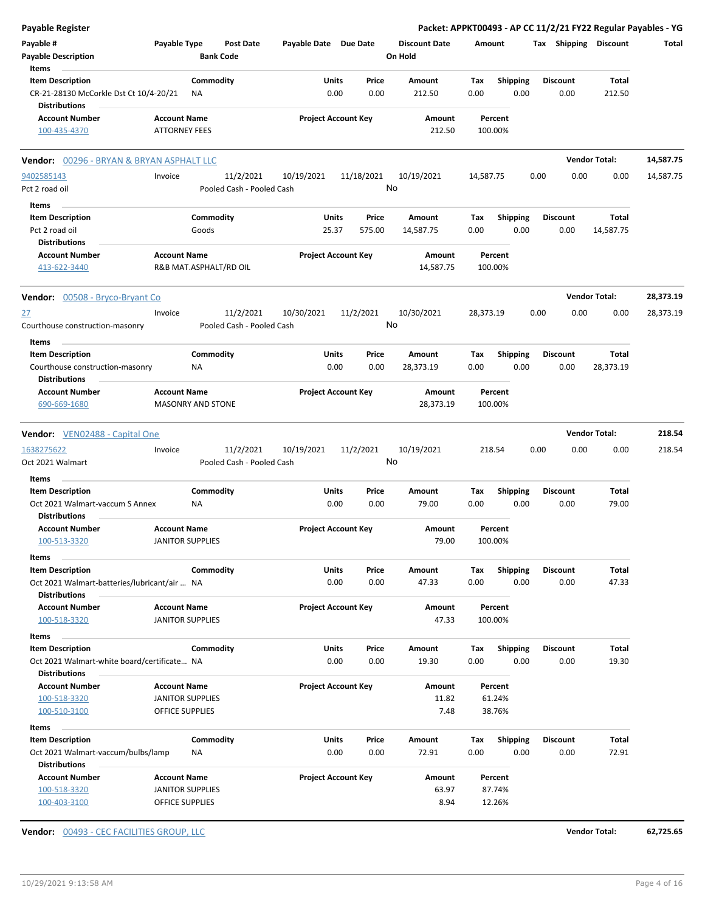## Payable Register

**Packet: APPKT00493 - AP CC 11/2/21 FY22 Regular Payables - YG**

| Payable # | Payable Type | Post Date | Payable Date | Due Date | Discount Date | Amount | Tax | Shipping | Discount | Total |
|---|---|---|---|---|---|---|---|---|---|---|
| Payable Description | | Bank Code | | | On Hold | | | | | |

**Items**

| Item Description | Commodity | Units | Price | Amount | Tax | Shipping | Discount | Total |
|---|---|---|---|---|---|---|---|---|
| CR-21-28130 McCorkle Dst Ct 10/4-20/21 | NA | 0.00 | 0.00 | 212.50 | 0.00 | 0.00 | 0.00 | 212.50 |

**Distributions**

| Account Number | Account Name | Project Account Key | Amount | Percent |
|---|---|---|---|---|
| 100-435-4370 | ATTORNEY FEES | | 212.50 | 100.00% |

---

### Vendor: 00296 - BRYAN & BRYAN ASPHALT LLC — Vendor Total: 14,587.75

| Payable # | Payable Type | Post Date | Payable Date | Due Date | Discount Date | Amount | Tax | Shipping | Discount | Total |
|---|---|---|---|---|---|---|---|---|---|---|
| 9402585143 | Invoice | 11/2/2021 | 10/19/2021 | 11/18/2021 | 10/19/2021 | 14,587.75 | 0.00 | 0.00 | 0.00 | 14,587.75 |
| Pct 2 road oil | | Pooled Cash - Pooled Cash | | | No | | | | | |

**Items**

| Item Description | Commodity | Units | Price | Amount | Tax | Shipping | Discount | Total |
|---|---|---|---|---|---|---|---|---|
| Pct 2 road oil | Goods | 25.37 | 575.00 | 14,587.75 | 0.00 | 0.00 | 0.00 | 14,587.75 |

**Distributions**

| Account Number | Account Name | Project Account Key | Amount | Percent |
|---|---|---|---|---|
| 413-622-3440 | R&B MAT.ASPHALT/RD OIL | | 14,587.75 | 100.00% |

---

### Vendor: 00508 - Bryco-Bryant Co — Vendor Total: 28,373.19

| Payable # | Payable Type | Post Date | Payable Date | Due Date | Discount Date | Amount | Tax | Shipping | Discount | Total |
|---|---|---|---|---|---|---|---|---|---|---|
| 27 | Invoice | 11/2/2021 | 10/30/2021 | 11/2/2021 | 10/30/2021 | 28,373.19 | 0.00 | 0.00 | 0.00 | 28,373.19 |
| Courthouse construction-masonry | | Pooled Cash - Pooled Cash | | | No | | | | | |

**Items**

| Item Description | Commodity | Units | Price | Amount | Tax | Shipping | Discount | Total |
|---|---|---|---|---|---|---|---|---|
| Courthouse construction-masonry | NA | 0.00 | 0.00 | 28,373.19 | 0.00 | 0.00 | 0.00 | 28,373.19 |

**Distributions**

| Account Number | Account Name | Project Account Key | Amount | Percent |
|---|---|---|---|---|
| 690-669-1680 | MASONRY AND STONE | | 28,373.19 | 100.00% |

---

### Vendor: VEN02488 - Capital One — Vendor Total: 218.54

| Payable # | Payable Type | Post Date | Payable Date | Due Date | Discount Date | Amount | Tax | Shipping | Discount | Total |
|---|---|---|---|---|---|---|---|---|---|---|
| 1638275622 | Invoice | 11/2/2021 | 10/19/2021 | 11/2/2021 | 10/19/2021 | 218.54 | 0.00 | 0.00 | 0.00 | 218.54 |
| Oct 2021 Walmart | | Pooled Cash - Pooled Cash | | | No | | | | | |

**Items**

| Item Description | Commodity | Units | Price | Amount | Tax | Shipping | Discount | Total |
|---|---|---|---|---|---|---|---|---|
| Oct 2021 Walmart-vaccum S Annex | NA | 0.00 | 0.00 | 79.00 | 0.00 | 0.00 | 0.00 | 79.00 |

**Distributions**

| Account Number | Account Name | Project Account Key | Amount | Percent |
|---|---|---|---|---|
| 100-513-3320 | JANITOR SUPPLIES | | 79.00 | 100.00% |

**Items**

| Item Description | Commodity | Units | Price | Amount | Tax | Shipping | Discount | Total |
|---|---|---|---|---|---|---|---|---|
| Oct 2021 Walmart-batteries/lubricant/air ... | NA | 0.00 | 0.00 | 47.33 | 0.00 | 0.00 | 0.00 | 47.33 |

**Distributions**

| Account Number | Account Name | Project Account Key | Amount | Percent |
|---|---|---|---|---|
| 100-518-3320 | JANITOR SUPPLIES | | 47.33 | 100.00% |

**Items**

| Item Description | Commodity | Units | Price | Amount | Tax | Shipping | Discount | Total |
|---|---|---|---|---|---|---|---|---|
| Oct 2021 Walmart-white board/certificate... | NA | 0.00 | 0.00 | 19.30 | 0.00 | 0.00 | 0.00 | 19.30 |

**Distributions**

| Account Number | Account Name | Project Account Key | Amount | Percent |
|---|---|---|---|---|
| 100-518-3320 | JANITOR SUPPLIES | | 11.82 | 61.24% |
| 100-510-3100 | OFFICE SUPPLIES | | 7.48 | 38.76% |

**Items**

| Item Description | Commodity | Units | Price | Amount | Tax | Shipping | Discount | Total |
|---|---|---|---|---|---|---|---|---|
| Oct 2021 Walmart-vaccum/bulbs/lamp | NA | 0.00 | 0.00 | 72.91 | 0.00 | 0.00 | 0.00 | 72.91 |

**Distributions**

| Account Number | Account Name | Project Account Key | Amount | Percent |
|---|---|---|---|---|
| 100-518-3320 | JANITOR SUPPLIES | | 63.97 | 87.74% |
| 100-403-3100 | OFFICE SUPPLIES | | 8.94 | 12.26% |

---

### Vendor: 00493 - CEC FACILITIES GROUP, LLC — Vendor Total: 62,725.65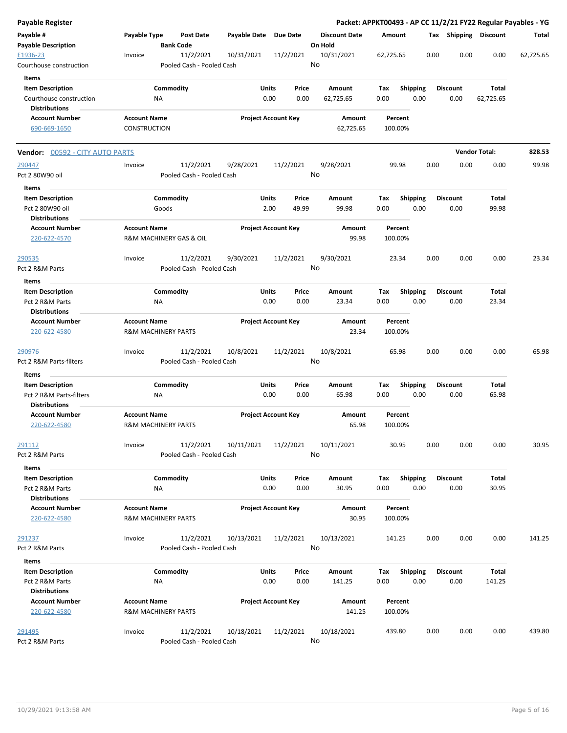**Payable Register** — **Packet: APPKT00493 - AP CC 11/2/21 FY22 Regular Payables - YG**

| Payable # / Payable Description | Payable Type | Post Date / Bank Code | Payable Date | Due Date | Discount Date / On Hold | Amount | Tax | Shipping | Discount | Total |
|---|---|---|---|---|---|---|---|---|---|---|
| E1936-23 / Courthouse construction | Invoice | 11/2/2021 / Pooled Cash - Pooled Cash | 10/31/2021 | 11/2/2021 | 10/31/2021 / No | 62,725.65 | 0.00 | 0.00 | 0.00 | 62,725.65 |

**Items**

| Item Description | Commodity | Units | Price | Amount | Tax | Shipping | Discount | Total |
|---|---|---|---|---|---|---|---|---|
| Courthouse construction | NA | 0.00 | 0.00 | 62,725.65 | 0.00 | 0.00 | 0.00 | 62,725.65 |

**Distributions**

| Account Number | Account Name | Project Account Key | Amount | Percent |
|---|---|---|---|---|
| 690-669-1650 | CONSTRUCTION | | 62,725.65 | 100.00% |

---

**Vendor: 00592 - CITY AUTO PARTS** — **Vendor Total: 828.53**

| Payable # / Payable Description | Payable Type | Post Date / Bank Code | Payable Date | Due Date | Discount Date / On Hold | Amount | Tax | Shipping | Discount | Total |
|---|---|---|---|---|---|---|---|---|---|---|
| 290447 / Pct 2 80W90 oil | Invoice | 11/2/2021 / Pooled Cash - Pooled Cash | 9/28/2021 | 11/2/2021 | 9/28/2021 / No | 99.98 | 0.00 | 0.00 | 0.00 | 99.98 |

**Items**

| Item Description | Commodity | Units | Price | Amount | Tax | Shipping | Discount | Total |
|---|---|---|---|---|---|---|---|---|
| Pct 2 80W90 oil | Goods | 2.00 | 49.99 | 99.98 | 0.00 | 0.00 | 0.00 | 99.98 |

**Distributions**

| Account Number | Account Name | Project Account Key | Amount | Percent |
|---|---|---|---|---|
| 220-622-4570 | R&M MACHINERY GAS & OIL | | 99.98 | 100.00% |

| Payable # / Payable Description | Payable Type | Post Date / Bank Code | Payable Date | Due Date | Discount Date / On Hold | Amount | Tax | Shipping | Discount | Total |
|---|---|---|---|---|---|---|---|---|---|---|
| 290535 / Pct 2 R&M Parts | Invoice | 11/2/2021 / Pooled Cash - Pooled Cash | 9/30/2021 | 11/2/2021 | 9/30/2021 / No | 23.34 | 0.00 | 0.00 | 0.00 | 23.34 |

**Items**

| Item Description | Commodity | Units | Price | Amount | Tax | Shipping | Discount | Total |
|---|---|---|---|---|---|---|---|---|
| Pct 2 R&M Parts | NA | 0.00 | 0.00 | 23.34 | 0.00 | 0.00 | 0.00 | 23.34 |

**Distributions**

| Account Number | Account Name | Project Account Key | Amount | Percent |
|---|---|---|---|---|
| 220-622-4580 | R&M MACHINERY PARTS | | 23.34 | 100.00% |

| Payable # / Payable Description | Payable Type | Post Date / Bank Code | Payable Date | Due Date | Discount Date / On Hold | Amount | Tax | Shipping | Discount | Total |
|---|---|---|---|---|---|---|---|---|---|---|
| 290976 / Pct 2 R&M Parts-filters | Invoice | 11/2/2021 / Pooled Cash - Pooled Cash | 10/8/2021 | 11/2/2021 | 10/8/2021 / No | 65.98 | 0.00 | 0.00 | 0.00 | 65.98 |

**Items**

| Item Description | Commodity | Units | Price | Amount | Tax | Shipping | Discount | Total |
|---|---|---|---|---|---|---|---|---|
| Pct 2 R&M Parts-filters | NA | 0.00 | 0.00 | 65.98 | 0.00 | 0.00 | 0.00 | 65.98 |

**Distributions**

| Account Number | Account Name | Project Account Key | Amount | Percent |
|---|---|---|---|---|
| 220-622-4580 | R&M MACHINERY PARTS | | 65.98 | 100.00% |

| Payable # / Payable Description | Payable Type | Post Date / Bank Code | Payable Date | Due Date | Discount Date / On Hold | Amount | Tax | Shipping | Discount | Total |
|---|---|---|---|---|---|---|---|---|---|---|
| 291112 / Pct 2 R&M Parts | Invoice | 11/2/2021 / Pooled Cash - Pooled Cash | 10/11/2021 | 11/2/2021 | 10/11/2021 / No | 30.95 | 0.00 | 0.00 | 0.00 | 30.95 |

**Items**

| Item Description | Commodity | Units | Price | Amount | Tax | Shipping | Discount | Total |
|---|---|---|---|---|---|---|---|---|
| Pct 2 R&M Parts | NA | 0.00 | 0.00 | 30.95 | 0.00 | 0.00 | 0.00 | 30.95 |

**Distributions**

| Account Number | Account Name | Project Account Key | Amount | Percent |
|---|---|---|---|---|
| 220-622-4580 | R&M MACHINERY PARTS | | 30.95 | 100.00% |

| Payable # / Payable Description | Payable Type | Post Date / Bank Code | Payable Date | Due Date | Discount Date / On Hold | Amount | Tax | Shipping | Discount | Total |
|---|---|---|---|---|---|---|---|---|---|---|
| 291237 / Pct 2 R&M Parts | Invoice | 11/2/2021 / Pooled Cash - Pooled Cash | 10/13/2021 | 11/2/2021 | 10/13/2021 / No | 141.25 | 0.00 | 0.00 | 0.00 | 141.25 |

**Items**

| Item Description | Commodity | Units | Price | Amount | Tax | Shipping | Discount | Total |
|---|---|---|---|---|---|---|---|---|
| Pct 2 R&M Parts | NA | 0.00 | 0.00 | 141.25 | 0.00 | 0.00 | 0.00 | 141.25 |

**Distributions**

| Account Number | Account Name | Project Account Key | Amount | Percent |
|---|---|---|---|---|
| 220-622-4580 | R&M MACHINERY PARTS | | 141.25 | 100.00% |

| Payable # / Payable Description | Payable Type | Post Date / Bank Code | Payable Date | Due Date | Discount Date / On Hold | Amount | Tax | Shipping | Discount | Total |
|---|---|---|---|---|---|---|---|---|---|---|
| 291495 / Pct 2 R&M Parts | Invoice | 11/2/2021 / Pooled Cash - Pooled Cash | 10/18/2021 | 11/2/2021 | 10/18/2021 / No | 439.80 | 0.00 | 0.00 | 0.00 | 439.80 |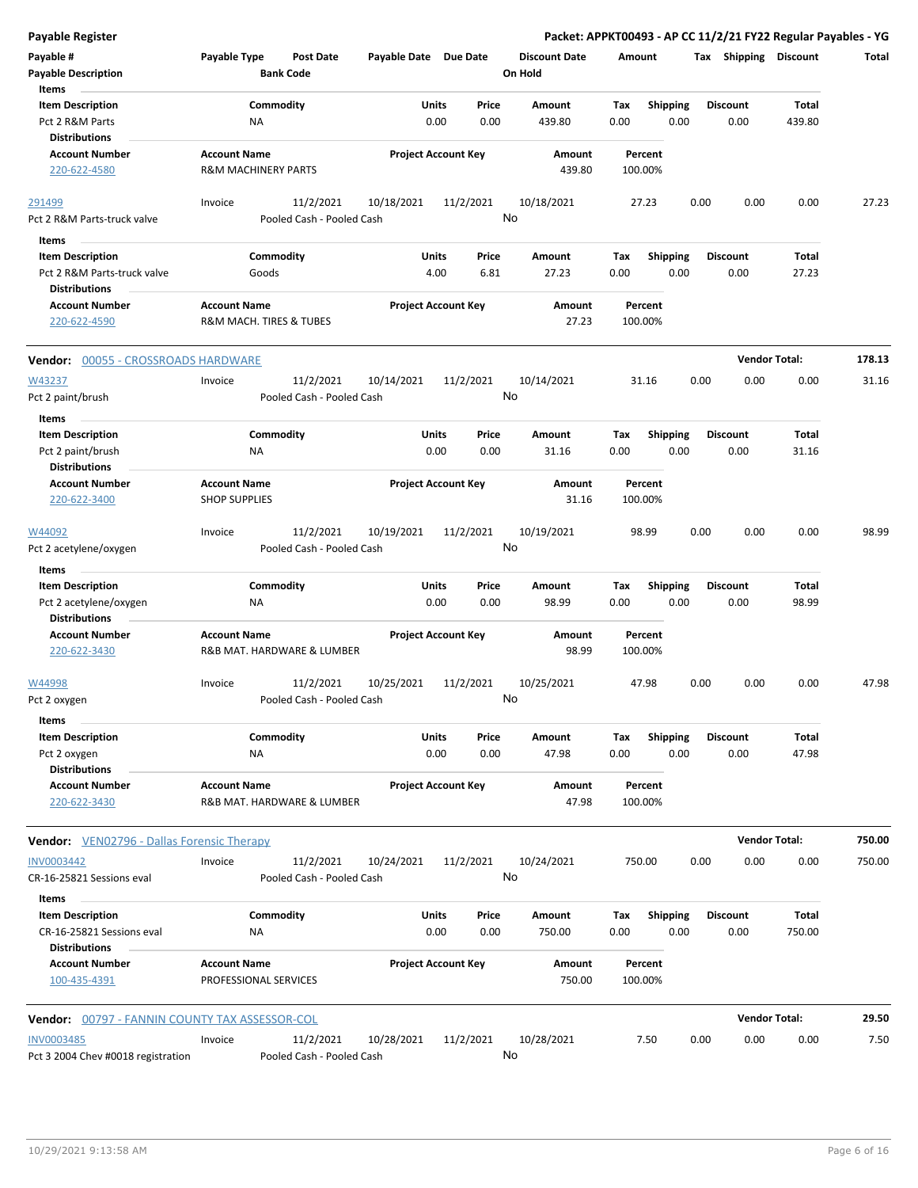## Payable Register

**Packet: APPKT00493 - AP CC 11/2/21 FY22 Regular Payables - YG**

| Payable # | Payable Type | Post Date | Payable Date | Due Date | Discount Date | Amount | Tax | Shipping | Discount | Total |
|---|---|---|---|---|---|---|---|---|---|---|
| Payable Description | | Bank Code | | | On Hold | | | | | |

**Items**

| Item Description | Commodity | Units | Price | Amount | Tax | Shipping | Discount | Total |
|---|---|---|---|---|---|---|---|---|
| Pct 2 R&M Parts | NA | 0.00 | 0.00 | 439.80 | 0.00 | 0.00 | 0.00 | 439.80 |

**Distributions**

| Account Number | Account Name | Project Account Key | Amount | Percent |
|---|---|---|---|---|
| 220-622-4580 | R&M MACHINERY PARTS | | 439.80 | 100.00% |

| Payable # | Payable Type | Post Date | Payable Date | Due Date | Discount Date | Amount | Tax | Shipping | Discount | Total |
|---|---|---|---|---|---|---|---|---|---|---|
| 291499 | Invoice | 11/2/2021 | 10/18/2021 | 11/2/2021 | 10/18/2021 | 27.23 | 0.00 | 0.00 | 0.00 | 27.23 |
| Pct 2 R&M Parts-truck valve | | Pooled Cash - Pooled Cash | | | No | | | | | |

**Items**

| Item Description | Commodity | Units | Price | Amount | Tax | Shipping | Discount | Total |
|---|---|---|---|---|---|---|---|---|
| Pct 2 R&M Parts-truck valve | Goods | 4.00 | 6.81 | 27.23 | 0.00 | 0.00 | 0.00 | 27.23 |

**Distributions**

| Account Number | Account Name | Project Account Key | Amount | Percent |
|---|---|---|---|---|
| 220-622-4590 | R&M MACH. TIRES & TUBES | | 27.23 | 100.00% |

### Vendor: 00055 - CROSSROADS HARDWARE — Vendor Total: 178.13

| Payable # | Payable Type | Post Date | Payable Date | Due Date | Discount Date | Amount | Tax | Shipping | Discount | Total |
|---|---|---|---|---|---|---|---|---|---|---|
| W43237 | Invoice | 11/2/2021 | 10/14/2021 | 11/2/2021 | 10/14/2021 | 31.16 | 0.00 | 0.00 | 0.00 | 31.16 |
| Pct 2 paint/brush | | Pooled Cash - Pooled Cash | | | No | | | | | |

**Items**

| Item Description | Commodity | Units | Price | Amount | Tax | Shipping | Discount | Total |
|---|---|---|---|---|---|---|---|---|
| Pct 2 paint/brush | NA | 0.00 | 0.00 | 31.16 | 0.00 | 0.00 | 0.00 | 31.16 |

**Distributions**

| Account Number | Account Name | Project Account Key | Amount | Percent |
|---|---|---|---|---|
| 220-622-3400 | SHOP SUPPLIES | | 31.16 | 100.00% |

| Payable # | Payable Type | Post Date | Payable Date | Due Date | Discount Date | Amount | Tax | Shipping | Discount | Total |
|---|---|---|---|---|---|---|---|---|---|---|
| W44092 | Invoice | 11/2/2021 | 10/19/2021 | 11/2/2021 | 10/19/2021 | 98.99 | 0.00 | 0.00 | 0.00 | 98.99 |
| Pct 2 acetylene/oxygen | | Pooled Cash - Pooled Cash | | | No | | | | | |

**Items**

| Item Description | Commodity | Units | Price | Amount | Tax | Shipping | Discount | Total |
|---|---|---|---|---|---|---|---|---|
| Pct 2 acetylene/oxygen | NA | 0.00 | 0.00 | 98.99 | 0.00 | 0.00 | 0.00 | 98.99 |

**Distributions**

| Account Number | Account Name | Project Account Key | Amount | Percent |
|---|---|---|---|---|
| 220-622-3430 | R&B MAT. HARDWARE & LUMBER | | 98.99 | 100.00% |

| Payable # | Payable Type | Post Date | Payable Date | Due Date | Discount Date | Amount | Tax | Shipping | Discount | Total |
|---|---|---|---|---|---|---|---|---|---|---|
| W44998 | Invoice | 11/2/2021 | 10/25/2021 | 11/2/2021 | 10/25/2021 | 47.98 | 0.00 | 0.00 | 0.00 | 47.98 |
| Pct 2 oxygen | | Pooled Cash - Pooled Cash | | | No | | | | | |

**Items**

| Item Description | Commodity | Units | Price | Amount | Tax | Shipping | Discount | Total |
|---|---|---|---|---|---|---|---|---|
| Pct 2 oxygen | NA | 0.00 | 0.00 | 47.98 | 0.00 | 0.00 | 0.00 | 47.98 |

**Distributions**

| Account Number | Account Name | Project Account Key | Amount | Percent |
|---|---|---|---|---|
| 220-622-3430 | R&B MAT. HARDWARE & LUMBER | | 47.98 | 100.00% |

### Vendor: VEN02796 - Dallas Forensic Therapy — Vendor Total: 750.00

| Payable # | Payable Type | Post Date | Payable Date | Due Date | Discount Date | Amount | Tax | Shipping | Discount | Total |
|---|---|---|---|---|---|---|---|---|---|---|
| INV0003442 | Invoice | 11/2/2021 | 10/24/2021 | 11/2/2021 | 10/24/2021 | 750.00 | 0.00 | 0.00 | 0.00 | 750.00 |
| CR-16-25821 Sessions eval | | Pooled Cash - Pooled Cash | | | No | | | | | |

**Items**

| Item Description | Commodity | Units | Price | Amount | Tax | Shipping | Discount | Total |
|---|---|---|---|---|---|---|---|---|
| CR-16-25821 Sessions eval | NA | 0.00 | 0.00 | 750.00 | 0.00 | 0.00 | 0.00 | 750.00 |

**Distributions**

| Account Number | Account Name | Project Account Key | Amount | Percent |
|---|---|---|---|---|
| 100-435-4391 | PROFESSIONAL SERVICES | | 750.00 | 100.00% |

### Vendor: 00797 - FANNIN COUNTY TAX ASSESSOR-COL — Vendor Total: 29.50

| Payable # | Payable Type | Post Date | Payable Date | Due Date | Discount Date | Amount | Tax | Shipping | Discount | Total |
|---|---|---|---|---|---|---|---|---|---|---|
| INV0003485 | Invoice | 11/2/2021 | 10/28/2021 | 11/2/2021 | 10/28/2021 | 7.50 | 0.00 | 0.00 | 0.00 | 7.50 |
| Pct 3 2004 Chev #0018 registration | | Pooled Cash - Pooled Cash | | | No | | | | | |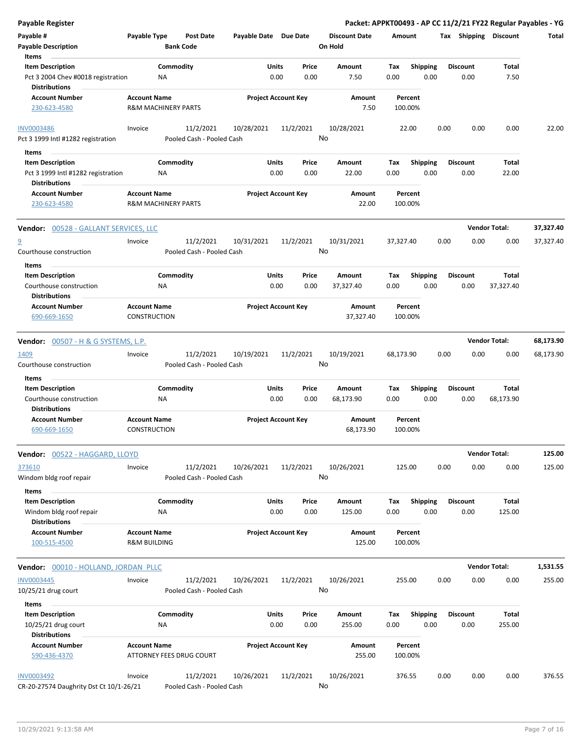**Payable Register** — **Packet: APPKT00493 - AP CC 11/2/21 FY22 Regular Payables - YG**

| Payable # | Payable Type | Post Date | Payable Date | Due Date | Discount Date | Amount | Tax | Shipping | Discount | Total |
|---|---|---|---|---|---|---|---|---|---|---|
| Payable Description | | Bank Code | | | On Hold | | | | | |

**Items**

| Item Description | Commodity | Units | Price | Amount | Tax | Shipping | Discount | Total |
|---|---|---|---|---|---|---|---|---|
| Pct 3 2004 Chev #0018 registration | NA | 0.00 | 0.00 | 7.50 | 0.00 | 0.00 | 0.00 | 7.50 |

**Distributions**

| Account Number | Account Name | Project Account Key | Amount | Percent |
|---|---|---|---|---|
| 230-623-4580 | R&M MACHINERY PARTS | | 7.50 | 100.00% |

| Payable # | Payable Type | Post Date | Payable Date | Due Date | Discount Date | Amount | Tax | Shipping | Discount | Total |
|---|---|---|---|---|---|---|---|---|---|---|
| INV0003486 | Invoice | 11/2/2021 | 10/28/2021 | 11/2/2021 | 10/28/2021 | 22.00 | 0.00 | 0.00 | 0.00 | 22.00 |
| Pct 3 1999 Intl #1282 registration | | Pooled Cash - Pooled Cash | | | No | | | | | |

**Items**

| Item Description | Commodity | Units | Price | Amount | Tax | Shipping | Discount | Total |
|---|---|---|---|---|---|---|---|---|
| Pct 3 1999 Intl #1282 registration | NA | 0.00 | 0.00 | 22.00 | 0.00 | 0.00 | 0.00 | 22.00 |

**Distributions**

| Account Number | Account Name | Project Account Key | Amount | Percent |
|---|---|---|---|---|
| 230-623-4580 | R&M MACHINERY PARTS | | 22.00 | 100.00% |

**Vendor: 00528 - GALLANT SERVICES, LLC** — **Vendor Total: 37,327.40**

| Payable # | Payable Type | Post Date | Payable Date | Due Date | Discount Date | Amount | Tax | Shipping | Discount | Total |
|---|---|---|---|---|---|---|---|---|---|---|
| 9 | Invoice | 11/2/2021 | 10/31/2021 | 11/2/2021 | 10/31/2021 | 37,327.40 | 0.00 | 0.00 | 0.00 | 37,327.40 |
| Courthouse construction | | Pooled Cash - Pooled Cash | | | No | | | | | |

**Items**

| Item Description | Commodity | Units | Price | Amount | Tax | Shipping | Discount | Total |
|---|---|---|---|---|---|---|---|---|
| Courthouse construction | NA | 0.00 | 0.00 | 37,327.40 | 0.00 | 0.00 | 0.00 | 37,327.40 |

**Distributions**

| Account Number | Account Name | Project Account Key | Amount | Percent |
|---|---|---|---|---|
| 690-669-1650 | CONSTRUCTION | | 37,327.40 | 100.00% |

**Vendor: 00507 - H & G SYSTEMS, L.P.** — **Vendor Total: 68,173.90**

| Payable # | Payable Type | Post Date | Payable Date | Due Date | Discount Date | Amount | Tax | Shipping | Discount | Total |
|---|---|---|---|---|---|---|---|---|---|---|
| 1409 | Invoice | 11/2/2021 | 10/19/2021 | 11/2/2021 | 10/19/2021 | 68,173.90 | 0.00 | 0.00 | 0.00 | 68,173.90 |
| Courthouse construction | | Pooled Cash - Pooled Cash | | | No | | | | | |

**Items**

| Item Description | Commodity | Units | Price | Amount | Tax | Shipping | Discount | Total |
|---|---|---|---|---|---|---|---|---|
| Courthouse construction | NA | 0.00 | 0.00 | 68,173.90 | 0.00 | 0.00 | 0.00 | 68,173.90 |

**Distributions**

| Account Number | Account Name | Project Account Key | Amount | Percent |
|---|---|---|---|---|
| 690-669-1650 | CONSTRUCTION | | 68,173.90 | 100.00% |

**Vendor: 00522 - HAGGARD, LLOYD** — **Vendor Total: 125.00**

| Payable # | Payable Type | Post Date | Payable Date | Due Date | Discount Date | Amount | Tax | Shipping | Discount | Total |
|---|---|---|---|---|---|---|---|---|---|---|
| 373610 | Invoice | 11/2/2021 | 10/26/2021 | 11/2/2021 | 10/26/2021 | 125.00 | 0.00 | 0.00 | 0.00 | 125.00 |
| Windom bldg roof repair | | Pooled Cash - Pooled Cash | | | No | | | | | |

**Items**

| Item Description | Commodity | Units | Price | Amount | Tax | Shipping | Discount | Total |
|---|---|---|---|---|---|---|---|---|
| Windom bldg roof repair | NA | 0.00 | 0.00 | 125.00 | 0.00 | 0.00 | 0.00 | 125.00 |

**Distributions**

| Account Number | Account Name | Project Account Key | Amount | Percent |
|---|---|---|---|---|
| 100-515-4500 | R&M BUILDING | | 125.00 | 100.00% |

**Vendor: 00010 - HOLLAND, JORDAN PLLC** — **Vendor Total: 1,531.55**

| Payable # | Payable Type | Post Date | Payable Date | Due Date | Discount Date | Amount | Tax | Shipping | Discount | Total |
|---|---|---|---|---|---|---|---|---|---|---|
| INV0003445 | Invoice | 11/2/2021 | 10/26/2021 | 11/2/2021 | 10/26/2021 | 255.00 | 0.00 | 0.00 | 0.00 | 255.00 |
| 10/25/21 drug court | | Pooled Cash - Pooled Cash | | | No | | | | | |

**Items**

| Item Description | Commodity | Units | Price | Amount | Tax | Shipping | Discount | Total |
|---|---|---|---|---|---|---|---|---|
| 10/25/21 drug court | NA | 0.00 | 0.00 | 255.00 | 0.00 | 0.00 | 0.00 | 255.00 |

**Distributions**

| Account Number | Account Name | Project Account Key | Amount | Percent |
|---|---|---|---|---|
| 590-436-4370 | ATTORNEY FEES DRUG COURT | | 255.00 | 100.00% |

| Payable # | Payable Type | Post Date | Payable Date | Due Date | Discount Date | Amount | Tax | Shipping | Discount | Total |
|---|---|---|---|---|---|---|---|---|---|---|
| INV0003492 | Invoice | 11/2/2021 | 10/26/2021 | 11/2/2021 | 10/26/2021 | 376.55 | 0.00 | 0.00 | 0.00 | 376.55 |
| CR-20-27574 Daughrity Dst Ct 10/1-26/21 | | Pooled Cash - Pooled Cash | | | No | | | | | |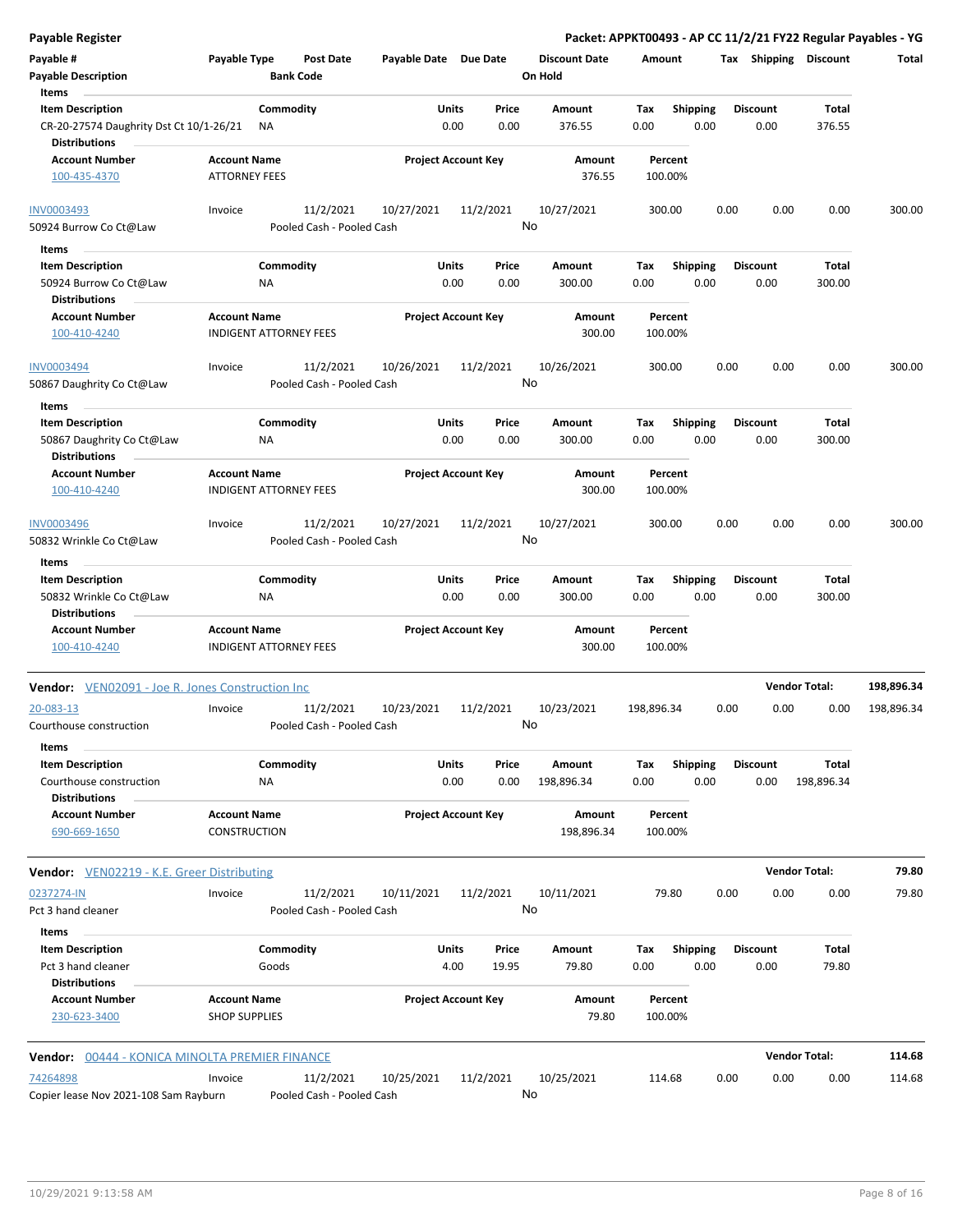**Payable Register** — Packet: APPKT00493 - AP CC 11/2/21 FY22 Regular Payables - YG

| Payable # | Payable Type | Post Date | Payable Date | Due Date | Discount Date | Amount | Tax | Shipping | Discount | Total |
|---|---|---|---|---|---|---|---|---|---|---|
| Payable Description | | Bank Code | | | On Hold | | | | | |

Items

| Item Description | Commodity | Units | Price | Amount | Tax | Shipping | Discount | Total |
|---|---|---|---|---|---|---|---|---|
| CR-20-27574 Daughrity Dst Ct 10/1-26/21 | NA | 0.00 | 0.00 | 376.55 | 0.00 | 0.00 | 0.00 | 376.55 |

Distributions

| Account Number | Account Name | Project Account Key | Amount | Percent |
|---|---|---|---|---|
| 100-435-4370 | ATTORNEY FEES | | 376.55 | 100.00% |

| Payable # | Payable Type | Post Date | Payable Date | Due Date | Discount Date | Amount | Tax | Shipping | Discount | Total |
|---|---|---|---|---|---|---|---|---|---|---|
| INV0003493 | Invoice | 11/2/2021 | 10/27/2021 | 11/2/2021 | 10/27/2021 | 300.00 | 0.00 | 0.00 | 0.00 | 300.00 |
| 50924 Burrow Co Ct@Law | | Pooled Cash - Pooled Cash | | | No | | | | | |

Items

| Item Description | Commodity | Units | Price | Amount | Tax | Shipping | Discount | Total |
|---|---|---|---|---|---|---|---|---|
| 50924 Burrow Co Ct@Law | NA | 0.00 | 0.00 | 300.00 | 0.00 | 0.00 | 0.00 | 300.00 |

Distributions

| Account Number | Account Name | Project Account Key | Amount | Percent |
|---|---|---|---|---|
| 100-410-4240 | INDIGENT ATTORNEY FEES | | 300.00 | 100.00% |

| Payable # | Payable Type | Post Date | Payable Date | Due Date | Discount Date | Amount | Tax | Shipping | Discount | Total |
|---|---|---|---|---|---|---|---|---|---|---|
| INV0003494 | Invoice | 11/2/2021 | 10/26/2021 | 11/2/2021 | 10/26/2021 | 300.00 | 0.00 | 0.00 | 0.00 | 300.00 |
| 50867 Daughrity Co Ct@Law | | Pooled Cash - Pooled Cash | | | No | | | | | |

Items

| Item Description | Commodity | Units | Price | Amount | Tax | Shipping | Discount | Total |
|---|---|---|---|---|---|---|---|---|
| 50867 Daughrity Co Ct@Law | NA | 0.00 | 0.00 | 300.00 | 0.00 | 0.00 | 0.00 | 300.00 |

Distributions

| Account Number | Account Name | Project Account Key | Amount | Percent |
|---|---|---|---|---|
| 100-410-4240 | INDIGENT ATTORNEY FEES | | 300.00 | 100.00% |

| Payable # | Payable Type | Post Date | Payable Date | Due Date | Discount Date | Amount | Tax | Shipping | Discount | Total |
|---|---|---|---|---|---|---|---|---|---|---|
| INV0003496 | Invoice | 11/2/2021 | 10/27/2021 | 11/2/2021 | 10/27/2021 | 300.00 | 0.00 | 0.00 | 0.00 | 300.00 |
| 50832 Wrinkle Co Ct@Law | | Pooled Cash - Pooled Cash | | | No | | | | | |

Items

| Item Description | Commodity | Units | Price | Amount | Tax | Shipping | Discount | Total |
|---|---|---|---|---|---|---|---|---|
| 50832 Wrinkle Co Ct@Law | NA | 0.00 | 0.00 | 300.00 | 0.00 | 0.00 | 0.00 | 300.00 |

Distributions

| Account Number | Account Name | Project Account Key | Amount | Percent |
|---|---|---|---|---|
| 100-410-4240 | INDIGENT ATTORNEY FEES | | 300.00 | 100.00% |

**Vendor: VEN02091 - Joe R. Jones Construction Inc** — Vendor Total: **198,896.34**

| Payable # | Payable Type | Post Date | Payable Date | Due Date | Discount Date | Amount | Tax | Shipping | Discount | Total |
|---|---|---|---|---|---|---|---|---|---|---|
| 20-083-13 | Invoice | 11/2/2021 | 10/23/2021 | 11/2/2021 | 10/23/2021 | 198,896.34 | 0.00 | 0.00 | 0.00 | 198,896.34 |
| Courthouse construction | | Pooled Cash - Pooled Cash | | | No | | | | | |

Items

| Item Description | Commodity | Units | Price | Amount | Tax | Shipping | Discount | Total |
|---|---|---|---|---|---|---|---|---|
| Courthouse construction | NA | 0.00 | 0.00 | 198,896.34 | 0.00 | 0.00 | 0.00 | 198,896.34 |

Distributions

| Account Number | Account Name | Project Account Key | Amount | Percent |
|---|---|---|---|---|
| 690-669-1650 | CONSTRUCTION | | 198,896.34 | 100.00% |

**Vendor: VEN02219 - K.E. Greer Distributing** — Vendor Total: **79.80**

| Payable # | Payable Type | Post Date | Payable Date | Due Date | Discount Date | Amount | Tax | Shipping | Discount | Total |
|---|---|---|---|---|---|---|---|---|---|---|
| 0237274-IN | Invoice | 11/2/2021 | 10/11/2021 | 11/2/2021 | 10/11/2021 | 79.80 | 0.00 | 0.00 | 0.00 | 79.80 |
| Pct 3 hand cleaner | | Pooled Cash - Pooled Cash | | | No | | | | | |

Items

| Item Description | Commodity | Units | Price | Amount | Tax | Shipping | Discount | Total |
|---|---|---|---|---|---|---|---|---|
| Pct 3 hand cleaner | Goods | 4.00 | 19.95 | 79.80 | 0.00 | 0.00 | 0.00 | 79.80 |

Distributions

| Account Number | Account Name | Project Account Key | Amount | Percent |
|---|---|---|---|---|
| 230-623-3400 | SHOP SUPPLIES | | 79.80 | 100.00% |

**Vendor: 00444 - KONICA MINOLTA PREMIER FINANCE** — Vendor Total: **114.68**

| Payable # | Payable Type | Post Date | Payable Date | Due Date | Discount Date | Amount | Tax | Shipping | Discount | Total |
|---|---|---|---|---|---|---|---|---|---|---|
| 74264898 | Invoice | 11/2/2021 | 10/25/2021 | 11/2/2021 | 10/25/2021 | 114.68 | 0.00 | 0.00 | 0.00 | 114.68 |
| Copier lease Nov 2021-108 Sam Rayburn | | Pooled Cash - Pooled Cash | | | No | | | | | |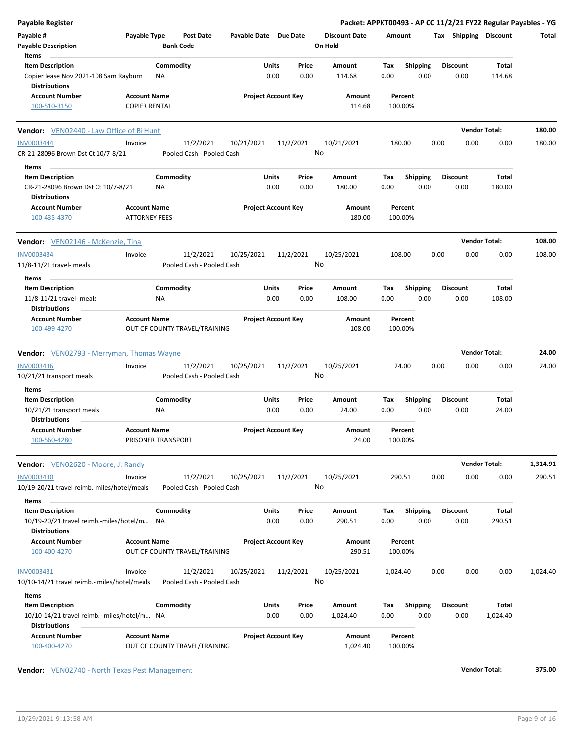**Payable Register** — Packet: APPKT00493 - AP CC 11/2/21 FY22 Regular Payables - YG

| Payable # | Payable Type | Post Date | Payable Date | Due Date | Discount Date | Amount | Tax | Shipping | Discount | Total |
|---|---|---|---|---|---|---|---|---|---|---|
| Payable Description | | Bank Code | | | On Hold | | | | | |

**Items**

| Item Description | Commodity | Units | Price | Amount | Tax | Shipping | Discount | Total |
|---|---|---|---|---|---|---|---|---|
| Copier lease Nov 2021-108 Sam Rayburn | NA | 0.00 | 0.00 | 114.68 | 0.00 | 0.00 | 0.00 | 114.68 |

**Distributions**

| Account Number | Account Name | Project Account Key | Amount | Percent |
|---|---|---|---|---|
| 100-510-3150 | COPIER RENTAL | | 114.68 | 100.00% |

---

**Vendor:** VEN02440 - Law Office of Bi Hunt — **Vendor Total: 180.00**

| Payable # | Payable Type | Post Date | Payable Date | Due Date | Discount Date | Amount | Tax | Shipping | Discount | Total |
|---|---|---|---|---|---|---|---|---|---|---|
| INV0003444 | Invoice | 11/2/2021 | 10/21/2021 | 11/2/2021 | 10/21/2021 | 180.00 | 0.00 | 0.00 | 0.00 | 180.00 |
| CR-21-28096 Brown Dst Ct 10/7-8/21 | | Pooled Cash - Pooled Cash | | | No | | | | | |

**Items**

| Item Description | Commodity | Units | Price | Amount | Tax | Shipping | Discount | Total |
|---|---|---|---|---|---|---|---|---|
| CR-21-28096 Brown Dst Ct 10/7-8/21 | NA | 0.00 | 0.00 | 180.00 | 0.00 | 0.00 | 0.00 | 180.00 |

**Distributions**

| Account Number | Account Name | Project Account Key | Amount | Percent |
|---|---|---|---|---|
| 100-435-4370 | ATTORNEY FEES | | 180.00 | 100.00% |

---

**Vendor:** VEN02146 - McKenzie, Tina — **Vendor Total: 108.00**

| Payable # | Payable Type | Post Date | Payable Date | Due Date | Discount Date | Amount | Tax | Shipping | Discount | Total |
|---|---|---|---|---|---|---|---|---|---|---|
| INV0003434 | Invoice | 11/2/2021 | 10/25/2021 | 11/2/2021 | 10/25/2021 | 108.00 | 0.00 | 0.00 | 0.00 | 108.00 |
| 11/8-11/21 travel- meals | | Pooled Cash - Pooled Cash | | | No | | | | | |

**Items**

| Item Description | Commodity | Units | Price | Amount | Tax | Shipping | Discount | Total |
|---|---|---|---|---|---|---|---|---|
| 11/8-11/21 travel- meals | NA | 0.00 | 0.00 | 108.00 | 0.00 | 0.00 | 0.00 | 108.00 |

**Distributions**

| Account Number | Account Name | Project Account Key | Amount | Percent |
|---|---|---|---|---|
| 100-499-4270 | OUT OF COUNTY TRAVEL/TRAINING | | 108.00 | 100.00% |

---

**Vendor:** VEN02793 - Merryman, Thomas Wayne — **Vendor Total: 24.00**

| Payable # | Payable Type | Post Date | Payable Date | Due Date | Discount Date | Amount | Tax | Shipping | Discount | Total |
|---|---|---|---|---|---|---|---|---|---|---|
| INV0003436 | Invoice | 11/2/2021 | 10/25/2021 | 11/2/2021 | 10/25/2021 | 24.00 | 0.00 | 0.00 | 0.00 | 24.00 |
| 10/21/21 transport meals | | Pooled Cash - Pooled Cash | | | No | | | | | |

**Items**

| Item Description | Commodity | Units | Price | Amount | Tax | Shipping | Discount | Total |
|---|---|---|---|---|---|---|---|---|
| 10/21/21 transport meals | NA | 0.00 | 0.00 | 24.00 | 0.00 | 0.00 | 0.00 | 24.00 |

**Distributions**

| Account Number | Account Name | Project Account Key | Amount | Percent |
|---|---|---|---|---|
| 100-560-4280 | PRISONER TRANSPORT | | 24.00 | 100.00% |

---

**Vendor:** VEN02620 - Moore, J. Randy — **Vendor Total: 1,314.91**

| Payable # | Payable Type | Post Date | Payable Date | Due Date | Discount Date | Amount | Tax | Shipping | Discount | Total |
|---|---|---|---|---|---|---|---|---|---|---|
| INV0003430 | Invoice | 11/2/2021 | 10/25/2021 | 11/2/2021 | 10/25/2021 | 290.51 | 0.00 | 0.00 | 0.00 | 290.51 |
| 10/19-20/21 travel reimb.-miles/hotel/meals | | Pooled Cash - Pooled Cash | | | No | | | | | |

**Items**

| Item Description | Commodity | Units | Price | Amount | Tax | Shipping | Discount | Total |
|---|---|---|---|---|---|---|---|---|
| 10/19-20/21 travel reimb.-miles/hotel/m... | NA | 0.00 | 0.00 | 290.51 | 0.00 | 0.00 | 0.00 | 290.51 |

**Distributions**

| Account Number | Account Name | Project Account Key | Amount | Percent |
|---|---|---|---|---|
| 100-400-4270 | OUT OF COUNTY TRAVEL/TRAINING | | 290.51 | 100.00% |

| Payable # | Payable Type | Post Date | Payable Date | Due Date | Discount Date | Amount | Tax | Shipping | Discount | Total |
|---|---|---|---|---|---|---|---|---|---|---|
| INV0003431 | Invoice | 11/2/2021 | 10/25/2021 | 11/2/2021 | 10/25/2021 | 1,024.40 | 0.00 | 0.00 | 0.00 | 1,024.40 |
| 10/10-14/21 travel reimb.- miles/hotel/meals | | Pooled Cash - Pooled Cash | | | No | | | | | |

**Items**

| Item Description | Commodity | Units | Price | Amount | Tax | Shipping | Discount | Total |
|---|---|---|---|---|---|---|---|---|
| 10/10-14/21 travel reimb.- miles/hotel/m... | NA | 0.00 | 0.00 | 1,024.40 | 0.00 | 0.00 | 0.00 | 1,024.40 |

**Distributions**

| Account Number | Account Name | Project Account Key | Amount | Percent |
|---|---|---|---|---|
| 100-400-4270 | OUT OF COUNTY TRAVEL/TRAINING | | 1,024.40 | 100.00% |

---

**Vendor:** VEN02740 - North Texas Pest Management — **Vendor Total: 375.00**

10/29/2021 9:13:58 AM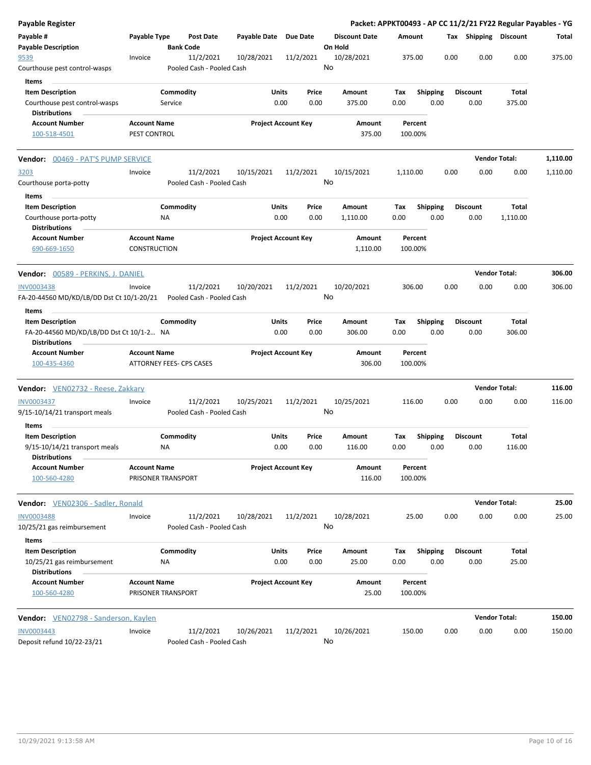# Payable Register

**Packet: APPKT00493 - AP CC 11/2/21 FY22 Regular Payables - YG**

| Payable # | Payable Type | Post Date | Payable Date | Due Date | Discount Date | Amount | Tax | Shipping | Discount | Total |
|---|---|---|---|---|---|---|---|---|---|---|
| **Payable Description** | | **Bank Code** | | | **On Hold** | | | | | |
| 9539 | Invoice | 11/2/2021 | 10/28/2021 | 11/2/2021 | 10/28/2021 | 375.00 | 0.00 | 0.00 | 0.00 | 375.00 |
| Courthouse pest control-wasps | | Pooled Cash - Pooled Cash | | | No | | | | | |

**Items**

| Item Description | Commodity | Units | Price | Amount | Tax | Shipping | Discount | Total |
|---|---|---|---|---|---|---|---|---|
| Courthouse pest control-wasps | Service | 0.00 | 0.00 | 375.00 | 0.00 | 0.00 | 0.00 | 375.00 |

**Distributions**

| Account Number | Account Name | Project Account Key | Amount | Percent |
|---|---|---|---|---|
| 100-518-4501 | PEST CONTROL | | 375.00 | 100.00% |

**Vendor:** 00469 - PAT'S PUMP SERVICE — **Vendor Total:** 1,110.00

| Payable # | Payable Type | Post Date | Payable Date | Due Date | Discount Date | Amount | Tax | Shipping | Discount | Total |
|---|---|---|---|---|---|---|---|---|---|---|
| 3203 | Invoice | 11/2/2021 | 10/15/2021 | 11/2/2021 | 10/15/2021 | 1,110.00 | 0.00 | 0.00 | 0.00 | 1,110.00 |
| Courthouse porta-potty | | Pooled Cash - Pooled Cash | | | No | | | | | |

**Items**

| Item Description | Commodity | Units | Price | Amount | Tax | Shipping | Discount | Total |
|---|---|---|---|---|---|---|---|---|
| Courthouse porta-potty | NA | 0.00 | 0.00 | 1,110.00 | 0.00 | 0.00 | 0.00 | 1,110.00 |

**Distributions**

| Account Number | Account Name | Project Account Key | Amount | Percent |
|---|---|---|---|---|
| 690-669-1650 | CONSTRUCTION | | 1,110.00 | 100.00% |

**Vendor:** 00589 - PERKINS, J. DANIEL — **Vendor Total:** 306.00

| Payable # | Payable Type | Post Date | Payable Date | Due Date | Discount Date | Amount | Tax | Shipping | Discount | Total |
|---|---|---|---|---|---|---|---|---|---|---|
| INV0003438 | Invoice | 11/2/2021 | 10/20/2021 | 11/2/2021 | 10/20/2021 | 306.00 | 0.00 | 0.00 | 0.00 | 306.00 |
| FA-20-44560 MD/KD/LB/DD Dst Ct 10/1-20/21 | | Pooled Cash - Pooled Cash | | | No | | | | | |

**Items**

| Item Description | Commodity | Units | Price | Amount | Tax | Shipping | Discount | Total |
|---|---|---|---|---|---|---|---|---|
| FA-20-44560 MD/KD/LB/DD Dst Ct 10/1-2... | NA | 0.00 | 0.00 | 306.00 | 0.00 | 0.00 | 0.00 | 306.00 |

**Distributions**

| Account Number | Account Name | Project Account Key | Amount | Percent |
|---|---|---|---|---|
| 100-435-4360 | ATTORNEY FEES- CPS CASES | | 306.00 | 100.00% |

**Vendor:** VEN02732 - Reese, Zakkary — **Vendor Total:** 116.00

| Payable # | Payable Type | Post Date | Payable Date | Due Date | Discount Date | Amount | Tax | Shipping | Discount | Total |
|---|---|---|---|---|---|---|---|---|---|---|
| INV0003437 | Invoice | 11/2/2021 | 10/25/2021 | 11/2/2021 | 10/25/2021 | 116.00 | 0.00 | 0.00 | 0.00 | 116.00 |
| 9/15-10/14/21 transport meals | | Pooled Cash - Pooled Cash | | | No | | | | | |

**Items**

| Item Description | Commodity | Units | Price | Amount | Tax | Shipping | Discount | Total |
|---|---|---|---|---|---|---|---|---|
| 9/15-10/14/21 transport meals | NA | 0.00 | 0.00 | 116.00 | 0.00 | 0.00 | 0.00 | 116.00 |

**Distributions**

| Account Number | Account Name | Project Account Key | Amount | Percent |
|---|---|---|---|---|
| 100-560-4280 | PRISONER TRANSPORT | | 116.00 | 100.00% |

**Vendor:** VEN02306 - Sadler, Ronald — **Vendor Total:** 25.00

| Payable # | Payable Type | Post Date | Payable Date | Due Date | Discount Date | Amount | Tax | Shipping | Discount | Total |
|---|---|---|---|---|---|---|---|---|---|---|
| INV0003488 | Invoice | 11/2/2021 | 10/28/2021 | 11/2/2021 | 10/28/2021 | 25.00 | 0.00 | 0.00 | 0.00 | 25.00 |
| 10/25/21 gas reimbursement | | Pooled Cash - Pooled Cash | | | No | | | | | |

**Items**

| Item Description | Commodity | Units | Price | Amount | Tax | Shipping | Discount | Total |
|---|---|---|---|---|---|---|---|---|
| 10/25/21 gas reimbursement | NA | 0.00 | 0.00 | 25.00 | 0.00 | 0.00 | 0.00 | 25.00 |

**Distributions**

| Account Number | Account Name | Project Account Key | Amount | Percent |
|---|---|---|---|---|
| 100-560-4280 | PRISONER TRANSPORT | | 25.00 | 100.00% |

**Vendor:** VEN02798 - Sanderson, Kaylen — **Vendor Total:** 150.00

| Payable # | Payable Type | Post Date | Payable Date | Due Date | Discount Date | Amount | Tax | Shipping | Discount | Total |
|---|---|---|---|---|---|---|---|---|---|---|
| INV0003443 | Invoice | 11/2/2021 | 10/26/2021 | 11/2/2021 | 10/26/2021 | 150.00 | 0.00 | 0.00 | 0.00 | 150.00 |
| Deposit refund 10/22-23/21 | | Pooled Cash - Pooled Cash | | | No | | | | | |

10/29/2021 9:13:58 AM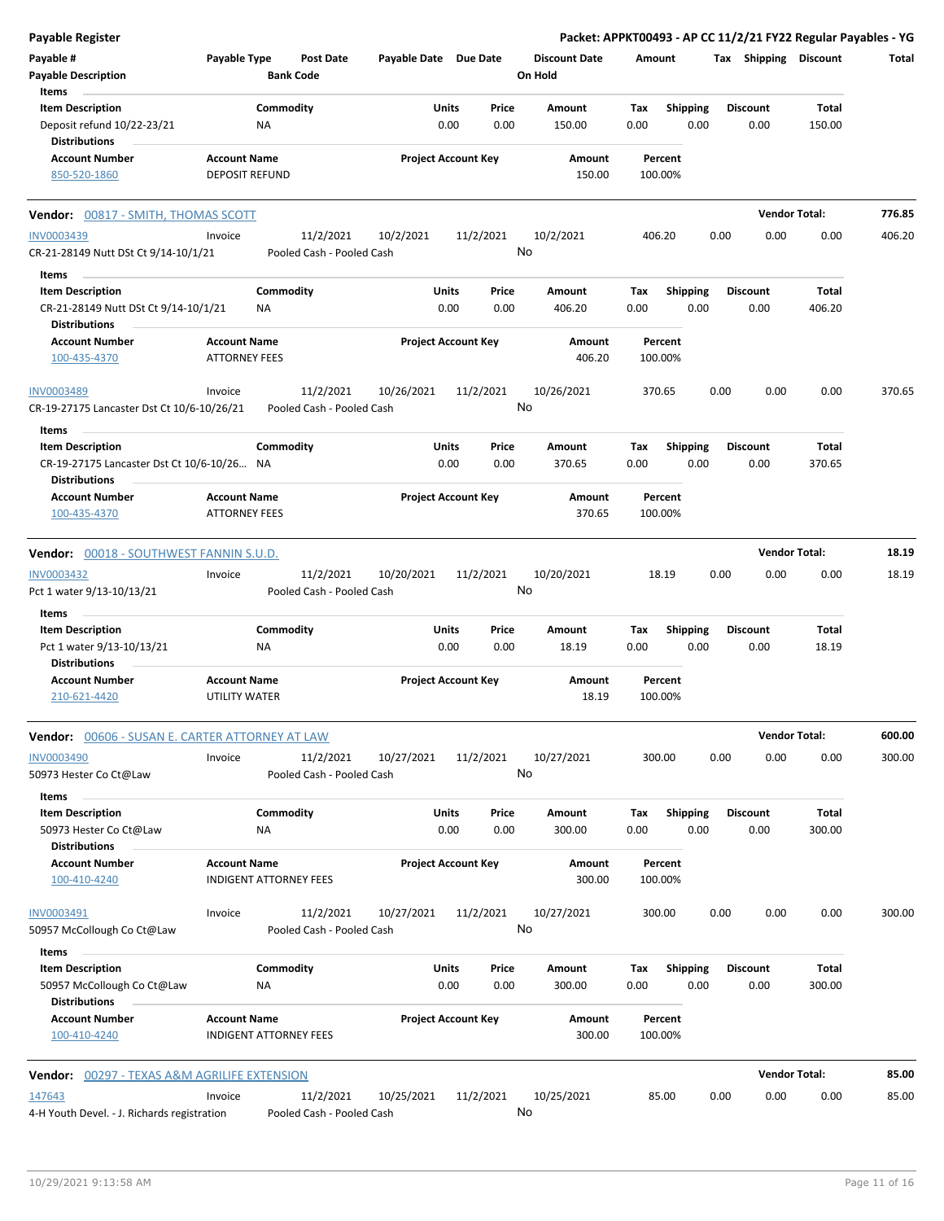**Payable Register** — Packet: APPKT00493 - AP CC 11/2/21 FY22 Regular Payables - YG

| Payable # | Payable Type | Post Date | Payable Date | Due Date | Discount Date | Amount | Tax | Shipping | Discount | Total |
|---|---|---|---|---|---|---|---|---|---|---|
| Payable Description | | Bank Code | | | On Hold | | | | | |

| Item Description | Commodity | Units | Price | Amount | Tax | Shipping | Discount | Total |
|---|---|---|---|---|---|---|---|---|
| Deposit refund 10/22-23/21 | NA | 0.00 | 0.00 | 150.00 | 0.00 | 0.00 | 0.00 | 150.00 |

| Account Number | Account Name | Project Account Key | Amount | Percent |
|---|---|---|---|---|
| 850-520-1860 | DEPOSIT REFUND | | 150.00 | 100.00% |

**Vendor Total: 776.85**

## Vendor: 00817 - SMITH, THOMAS SCOTT

| Payable # | Payable Type | Post Date | Payable Date | Due Date | Discount Date | Amount | Tax | Shipping | Discount | Total |
|---|---|---|---|---|---|---|---|---|---|---|
| INV0003439 | Invoice | 11/2/2021 | 10/2/2021 | 11/2/2021 | 10/2/2021 | 406.20 | 0.00 | 0.00 | 0.00 | 406.20 |
| CR-21-28149 Nutt DSt Ct 9/14-10/1/21 | | Pooled Cash - Pooled Cash | | | No | | | | | |

| Item Description | Commodity | Units | Price | Amount | Tax | Shipping | Discount | Total |
|---|---|---|---|---|---|---|---|---|
| CR-21-28149 Nutt DSt Ct 9/14-10/1/21 | NA | 0.00 | 0.00 | 406.20 | 0.00 | 0.00 | 0.00 | 406.20 |

| Account Number | Account Name | Project Account Key | Amount | Percent |
|---|---|---|---|---|
| 100-435-4370 | ATTORNEY FEES | | 406.20 | 100.00% |

| Payable # | Payable Type | Post Date | Payable Date | Due Date | Discount Date | Amount | Tax | Shipping | Discount | Total |
|---|---|---|---|---|---|---|---|---|---|---|
| INV0003489 | Invoice | 11/2/2021 | 10/26/2021 | 11/2/2021 | 10/26/2021 | 370.65 | 0.00 | 0.00 | 0.00 | 370.65 |
| CR-19-27175 Lancaster Dst Ct 10/6-10/26/21 | | Pooled Cash - Pooled Cash | | | No | | | | | |

| Item Description | Commodity | Units | Price | Amount | Tax | Shipping | Discount | Total |
|---|---|---|---|---|---|---|---|---|
| CR-19-27175 Lancaster Dst Ct 10/6-10/26... | NA | 0.00 | 0.00 | 370.65 | 0.00 | 0.00 | 0.00 | 370.65 |

| Account Number | Account Name | Project Account Key | Amount | Percent |
|---|---|---|---|---|
| 100-435-4370 | ATTORNEY FEES | | 370.65 | 100.00% |

## Vendor: 00018 - SOUTHWEST FANNIN S.U.D.

**Vendor Total: 18.19**

| Payable # | Payable Type | Post Date | Payable Date | Due Date | Discount Date | Amount | Tax | Shipping | Discount | Total |
|---|---|---|---|---|---|---|---|---|---|---|
| INV0003432 | Invoice | 11/2/2021 | 10/20/2021 | 11/2/2021 | 10/20/2021 | 18.19 | 0.00 | 0.00 | 0.00 | 18.19 |
| Pct 1 water 9/13-10/13/21 | | Pooled Cash - Pooled Cash | | | No | | | | | |

| Item Description | Commodity | Units | Price | Amount | Tax | Shipping | Discount | Total |
|---|---|---|---|---|---|---|---|---|
| Pct 1 water 9/13-10/13/21 | NA | 0.00 | 0.00 | 18.19 | 0.00 | 0.00 | 0.00 | 18.19 |

| Account Number | Account Name | Project Account Key | Amount | Percent |
|---|---|---|---|---|
| 210-621-4420 | UTILITY WATER | | 18.19 | 100.00% |

## Vendor: 00606 - SUSAN E. CARTER ATTORNEY AT LAW

**Vendor Total: 600.00**

| Payable # | Payable Type | Post Date | Payable Date | Due Date | Discount Date | Amount | Tax | Shipping | Discount | Total |
|---|---|---|---|---|---|---|---|---|---|---|
| INV0003490 | Invoice | 11/2/2021 | 10/27/2021 | 11/2/2021 | 10/27/2021 | 300.00 | 0.00 | 0.00 | 0.00 | 300.00 |
| 50973 Hester Co Ct@Law | | Pooled Cash - Pooled Cash | | | No | | | | | |

| Item Description | Commodity | Units | Price | Amount | Tax | Shipping | Discount | Total |
|---|---|---|---|---|---|---|---|---|
| 50973 Hester Co Ct@Law | NA | 0.00 | 0.00 | 300.00 | 0.00 | 0.00 | 0.00 | 300.00 |

| Account Number | Account Name | Project Account Key | Amount | Percent |
|---|---|---|---|---|
| 100-410-4240 | INDIGENT ATTORNEY FEES | | 300.00 | 100.00% |

| Payable # | Payable Type | Post Date | Payable Date | Due Date | Discount Date | Amount | Tax | Shipping | Discount | Total |
|---|---|---|---|---|---|---|---|---|---|---|
| INV0003491 | Invoice | 11/2/2021 | 10/27/2021 | 11/2/2021 | 10/27/2021 | 300.00 | 0.00 | 0.00 | 0.00 | 300.00 |
| 50957 McCollough Co Ct@Law | | Pooled Cash - Pooled Cash | | | No | | | | | |

| Item Description | Commodity | Units | Price | Amount | Tax | Shipping | Discount | Total |
|---|---|---|---|---|---|---|---|---|
| 50957 McCollough Co Ct@Law | NA | 0.00 | 0.00 | 300.00 | 0.00 | 0.00 | 0.00 | 300.00 |

| Account Number | Account Name | Project Account Key | Amount | Percent |
|---|---|---|---|---|
| 100-410-4240 | INDIGENT ATTORNEY FEES | | 300.00 | 100.00% |

## Vendor: 00297 - TEXAS A&M AGRILIFE EXTENSION

**Vendor Total: 85.00**

| Payable # | Payable Type | Post Date | Payable Date | Due Date | Discount Date | Amount | Tax | Shipping | Discount | Total |
|---|---|---|---|---|---|---|---|---|---|---|
| 147643 | Invoice | 11/2/2021 | 10/25/2021 | 11/2/2021 | 10/25/2021 | 85.00 | 0.00 | 0.00 | 0.00 | 85.00 |
| 4-H Youth Devel. - J. Richards registration | | Pooled Cash - Pooled Cash | | | No | | | | | |

10/29/2021 9:13:58 AM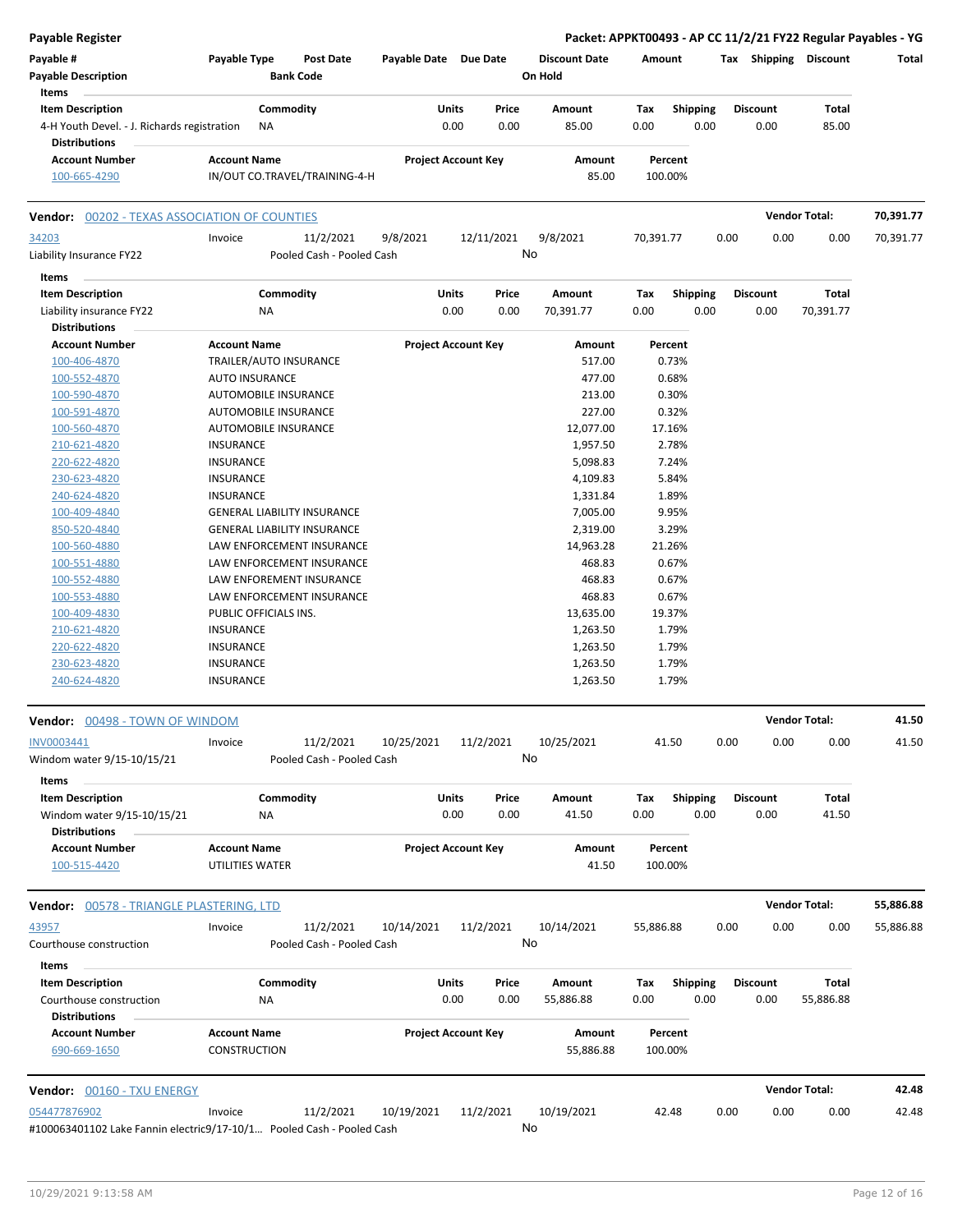## Payable Register

**Packet: APPKT00493 - AP CC 11/2/21 FY22 Regular Payables - YG**

| Payable # | Payable Type | Post Date | Payable Date | Due Date | Discount Date | Amount | Tax | Shipping | Discount | Total |
|---|---|---|---|---|---|---|---|---|---|---|
| Payable Description | | Bank Code | | | On Hold | | | | | |

**Items**

| Item Description | Commodity | Units | Price | Amount | Tax | Shipping | Discount | Total |
|---|---|---|---|---|---|---|---|---|
| 4-H Youth Devel. - J. Richards registration | NA | 0.00 | 0.00 | 85.00 | 0.00 | 0.00 | 0.00 | 85.00 |

**Distributions**

| Account Number | Account Name | Project Account Key | Amount | Percent |
|---|---|---|---|---|
| 100-665-4290 | IN/OUT CO.TRAVEL/TRAINING-4-H | | 85.00 | 100.00% |

---

**Vendor: 00202 - TEXAS ASSOCIATION OF COUNTIES** — Vendor Total: **70,391.77**

| Payable # | Payable Type | Post Date | Payable Date | Due Date | Discount Date | Amount | Tax | Shipping | Discount | Total |
|---|---|---|---|---|---|---|---|---|---|---|
| 34203 | Invoice | 11/2/2021 | 9/8/2021 | 12/11/2021 | 9/8/2021 | 70,391.77 | 0.00 | 0.00 | 0.00 | 70,391.77 |
| Liability Insurance FY22 | | Pooled Cash - Pooled Cash | | | No | | | | | |

**Items**

| Item Description | Commodity | Units | Price | Amount | Tax | Shipping | Discount | Total |
|---|---|---|---|---|---|---|---|---|
| Liability insurance FY22 | NA | 0.00 | 0.00 | 70,391.77 | 0.00 | 0.00 | 0.00 | 70,391.77 |

**Distributions**

| Account Number | Account Name | Project Account Key | Amount | Percent |
|---|---|---|---|---|
| 100-406-4870 | TRAILER/AUTO INSURANCE | | 517.00 | 0.73% |
| 100-552-4870 | AUTO INSURANCE | | 477.00 | 0.68% |
| 100-590-4870 | AUTOMOBILE INSURANCE | | 213.00 | 0.30% |
| 100-591-4870 | AUTOMOBILE INSURANCE | | 227.00 | 0.32% |
| 100-560-4870 | AUTOMOBILE INSURANCE | | 12,077.00 | 17.16% |
| 210-621-4820 | INSURANCE | | 1,957.50 | 2.78% |
| 220-622-4820 | INSURANCE | | 5,098.83 | 7.24% |
| 230-623-4820 | INSURANCE | | 4,109.83 | 5.84% |
| 240-624-4820 | INSURANCE | | 1,331.84 | 1.89% |
| 100-409-4840 | GENERAL LIABILITY INSURANCE | | 7,005.00 | 9.95% |
| 850-520-4840 | GENERAL LIABILITY INSURANCE | | 2,319.00 | 3.29% |
| 100-560-4880 | LAW ENFORCEMENT INSURANCE | | 14,963.28 | 21.26% |
| 100-551-4880 | LAW ENFORCEMENT INSURANCE | | 468.83 | 0.67% |
| 100-552-4880 | LAW ENFOREMENT INSURANCE | | 468.83 | 0.67% |
| 100-553-4880 | LAW ENFORCEMENT INSURANCE | | 468.83 | 0.67% |
| 100-409-4830 | PUBLIC OFFICIALS INS. | | 13,635.00 | 19.37% |
| 210-621-4820 | INSURANCE | | 1,263.50 | 1.79% |
| 220-622-4820 | INSURANCE | | 1,263.50 | 1.79% |
| 230-623-4820 | INSURANCE | | 1,263.50 | 1.79% |
| 240-624-4820 | INSURANCE | | 1,263.50 | 1.79% |

---

**Vendor: 00498 - TOWN OF WINDOM** — Vendor Total: **41.50**

| Payable # | Payable Type | Post Date | Payable Date | Due Date | Discount Date | Amount | Tax | Shipping | Discount | Total |
|---|---|---|---|---|---|---|---|---|---|---|
| INV0003441 | Invoice | 11/2/2021 | 10/25/2021 | 11/2/2021 | 10/25/2021 | 41.50 | 0.00 | 0.00 | 0.00 | 41.50 |
| Windom water 9/15-10/15/21 | | Pooled Cash - Pooled Cash | | | No | | | | | |

**Items**

| Item Description | Commodity | Units | Price | Amount | Tax | Shipping | Discount | Total |
|---|---|---|---|---|---|---|---|---|
| Windom water 9/15-10/15/21 | NA | 0.00 | 0.00 | 41.50 | 0.00 | 0.00 | 0.00 | 41.50 |

**Distributions**

| Account Number | Account Name | Project Account Key | Amount | Percent |
|---|---|---|---|---|
| 100-515-4420 | UTILITIES WATER | | 41.50 | 100.00% |

---

**Vendor: 00578 - TRIANGLE PLASTERING, LTD** — Vendor Total: **55,886.88**

| Payable # | Payable Type | Post Date | Payable Date | Due Date | Discount Date | Amount | Tax | Shipping | Discount | Total |
|---|---|---|---|---|---|---|---|---|---|---|
| 43957 | Invoice | 11/2/2021 | 10/14/2021 | 11/2/2021 | 10/14/2021 | 55,886.88 | 0.00 | 0.00 | 0.00 | 55,886.88 |
| Courthouse construction | | Pooled Cash - Pooled Cash | | | No | | | | | |

**Items**

| Item Description | Commodity | Units | Price | Amount | Tax | Shipping | Discount | Total |
|---|---|---|---|---|---|---|---|---|
| Courthouse construction | NA | 0.00 | 0.00 | 55,886.88 | 0.00 | 0.00 | 0.00 | 55,886.88 |

**Distributions**

| Account Number | Account Name | Project Account Key | Amount | Percent |
|---|---|---|---|---|
| 690-669-1650 | CONSTRUCTION | | 55,886.88 | 100.00% |

---

**Vendor: 00160 - TXU ENERGY** — Vendor Total: **42.48**

| Payable # | Payable Type | Post Date | Payable Date | Due Date | Discount Date | Amount | Tax | Shipping | Discount | Total |
|---|---|---|---|---|---|---|---|---|---|---|
| 054477876902 | Invoice | 11/2/2021 | 10/19/2021 | 11/2/2021 | 10/19/2021 | 42.48 | 0.00 | 0.00 | 0.00 | 42.48 |
| #100063401102 Lake Fannin electric9/17-10/1... | | Pooled Cash - Pooled Cash | | | No | | | | | |

10/29/2021 9:13:58 AM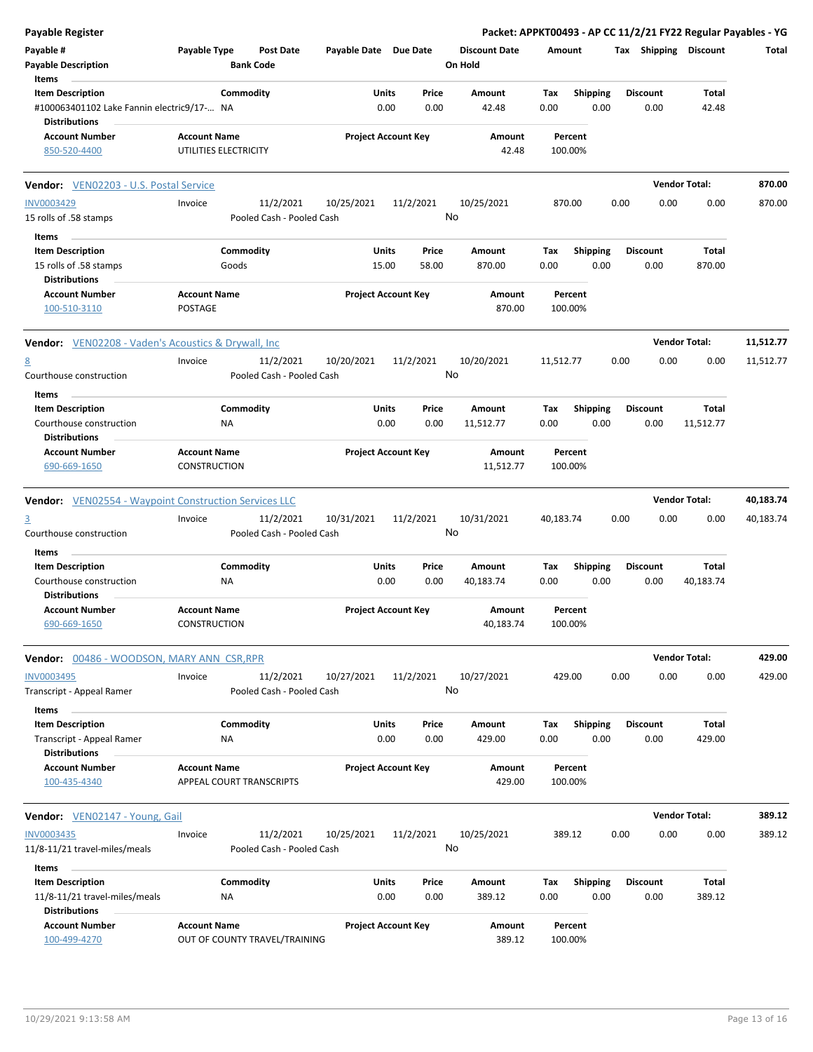**Payable Register** — **Packet: APPKT00493 - AP CC 11/2/21 FY22 Regular Payables - YG**

| Payable # | Payable Type | Post Date | Payable Date | Due Date | Discount Date | Amount | Tax | Shipping | Discount | Total |
|---|---|---|---|---|---|---|---|---|---|---|
| Payable Description | | Bank Code | | | On Hold | | | | | |

**Items**

| Item Description | Commodity | Units | Price | Amount | Tax | Shipping | Discount | Total |
|---|---|---|---|---|---|---|---|---|
| #100063401102 Lake Fannin electric9/17-... | NA | 0.00 | 0.00 | 42.48 | 0.00 | 0.00 | 0.00 | 42.48 |

**Distributions**

| Account Number | Account Name | Project Account Key | Amount | Percent |
|---|---|---|---|---|
| 850-520-4400 | UTILITIES ELECTRICITY | | 42.48 | 100.00% |

---

**Vendor:** VEN02203 - U.S. Postal Service — **Vendor Total:** 870.00

| Payable # | Payable Type | Post Date | Payable Date | Due Date | Discount Date | Amount | Tax | Shipping | Discount | Total |
|---|---|---|---|---|---|---|---|---|---|---|
| INV0003429 | Invoice | 11/2/2021 | 10/25/2021 | 11/2/2021 | 10/25/2021 | 870.00 | 0.00 | 0.00 | 0.00 | 870.00 |
| 15 rolls of .58 stamps | | Pooled Cash - Pooled Cash | | | No | | | | | |

**Items**

| Item Description | Commodity | Units | Price | Amount | Tax | Shipping | Discount | Total |
|---|---|---|---|---|---|---|---|---|
| 15 rolls of .58 stamps | Goods | 15.00 | 58.00 | 870.00 | 0.00 | 0.00 | 0.00 | 870.00 |

**Distributions**

| Account Number | Account Name | Project Account Key | Amount | Percent |
|---|---|---|---|---|
| 100-510-3110 | POSTAGE | | 870.00 | 100.00% |

---

**Vendor:** VEN02208 - Vaden's Acoustics & Drywall, Inc — **Vendor Total:** 11,512.77

| Payable # | Payable Type | Post Date | Payable Date | Due Date | Discount Date | Amount | Tax | Shipping | Discount | Total |
|---|---|---|---|---|---|---|---|---|---|---|
| 8 | Invoice | 11/2/2021 | 10/20/2021 | 11/2/2021 | 10/20/2021 | 11,512.77 | 0.00 | 0.00 | 0.00 | 11,512.77 |
| Courthouse construction | | Pooled Cash - Pooled Cash | | | No | | | | | |

**Items**

| Item Description | Commodity | Units | Price | Amount | Tax | Shipping | Discount | Total |
|---|---|---|---|---|---|---|---|---|
| Courthouse construction | NA | 0.00 | 0.00 | 11,512.77 | 0.00 | 0.00 | 0.00 | 11,512.77 |

**Distributions**

| Account Number | Account Name | Project Account Key | Amount | Percent |
|---|---|---|---|---|
| 690-669-1650 | CONSTRUCTION | | 11,512.77 | 100.00% |

---

**Vendor:** VEN02554 - Waypoint Construction Services LLC — **Vendor Total:** 40,183.74

| Payable # | Payable Type | Post Date | Payable Date | Due Date | Discount Date | Amount | Tax | Shipping | Discount | Total |
|---|---|---|---|---|---|---|---|---|---|---|
| 3 | Invoice | 11/2/2021 | 10/31/2021 | 11/2/2021 | 10/31/2021 | 40,183.74 | 0.00 | 0.00 | 0.00 | 40,183.74 |
| Courthouse construction | | Pooled Cash - Pooled Cash | | | No | | | | | |

**Items**

| Item Description | Commodity | Units | Price | Amount | Tax | Shipping | Discount | Total |
|---|---|---|---|---|---|---|---|---|
| Courthouse construction | NA | 0.00 | 0.00 | 40,183.74 | 0.00 | 0.00 | 0.00 | 40,183.74 |

**Distributions**

| Account Number | Account Name | Project Account Key | Amount | Percent |
|---|---|---|---|---|
| 690-669-1650 | CONSTRUCTION | | 40,183.74 | 100.00% |

---

**Vendor:** 00486 - WOODSON, MARY ANN CSR,RPR — **Vendor Total:** 429.00

| Payable # | Payable Type | Post Date | Payable Date | Due Date | Discount Date | Amount | Tax | Shipping | Discount | Total |
|---|---|---|---|---|---|---|---|---|---|---|
| INV0003495 | Invoice | 11/2/2021 | 10/27/2021 | 11/2/2021 | 10/27/2021 | 429.00 | 0.00 | 0.00 | 0.00 | 429.00 |
| Transcript - Appeal Ramer | | Pooled Cash - Pooled Cash | | | No | | | | | |

**Items**

| Item Description | Commodity | Units | Price | Amount | Tax | Shipping | Discount | Total |
|---|---|---|---|---|---|---|---|---|
| Transcript - Appeal Ramer | NA | 0.00 | 0.00 | 429.00 | 0.00 | 0.00 | 0.00 | 429.00 |

**Distributions**

| Account Number | Account Name | Project Account Key | Amount | Percent |
|---|---|---|---|---|
| 100-435-4340 | APPEAL COURT TRANSCRIPTS | | 429.00 | 100.00% |

---

**Vendor:** VEN02147 - Young, Gail — **Vendor Total:** 389.12

| Payable # | Payable Type | Post Date | Payable Date | Due Date | Discount Date | Amount | Tax | Shipping | Discount | Total |
|---|---|---|---|---|---|---|---|---|---|---|
| INV0003435 | Invoice | 11/2/2021 | 10/25/2021 | 11/2/2021 | 10/25/2021 | 389.12 | 0.00 | 0.00 | 0.00 | 389.12 |
| 11/8-11/21 travel-miles/meals | | Pooled Cash - Pooled Cash | | | No | | | | | |

**Items**

| Item Description | Commodity | Units | Price | Amount | Tax | Shipping | Discount | Total |
|---|---|---|---|---|---|---|---|---|
| 11/8-11/21 travel-miles/meals | NA | 0.00 | 0.00 | 389.12 | 0.00 | 0.00 | 0.00 | 389.12 |

**Distributions**

| Account Number | Account Name | Project Account Key | Amount | Percent |
|---|---|---|---|---|
| 100-499-4270 | OUT OF COUNTY TRAVEL/TRAINING | | 389.12 | 100.00% |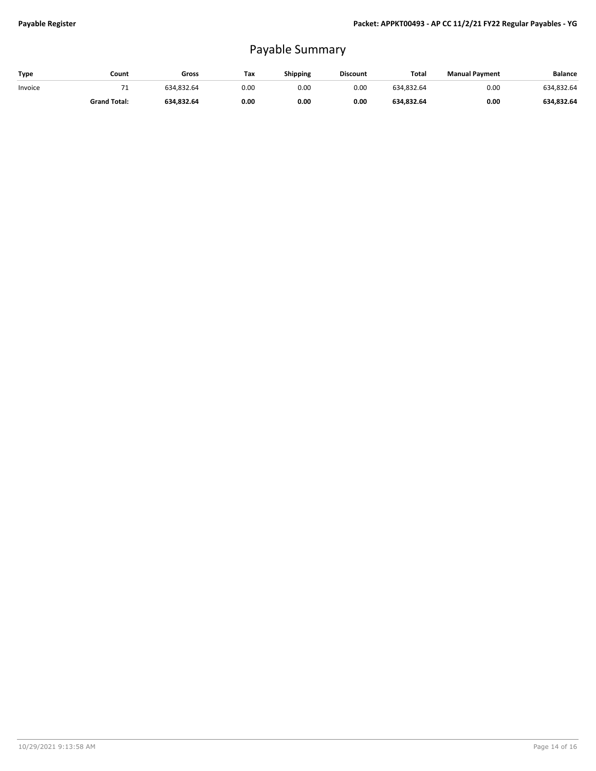# Payable Summary

| Type | Count | Gross | Tax | Shipping | Discount | Total | Manual Payment | Balance |
|---|---|---|---|---|---|---|---|---|
| Invoice | 71 | 634,832.64 | 0.00 | 0.00 | 0.00 | 634,832.64 | 0.00 | 634,832.64 |
| | **Grand Total:** | **634,832.64** | **0.00** | **0.00** | **0.00** | **634,832.64** | **0.00** | **634,832.64** |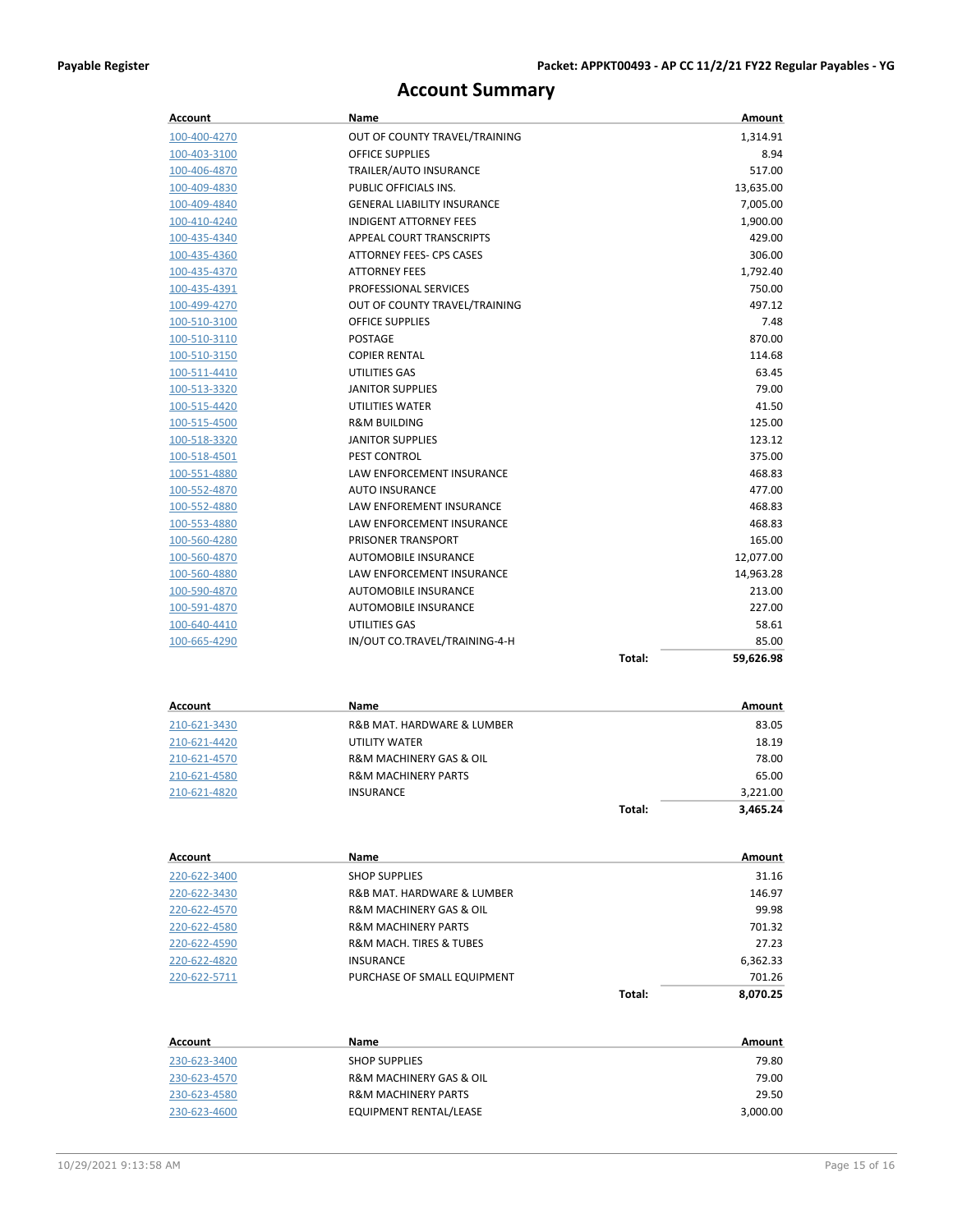# Account Summary

| Account | Name | | Amount |
|---|---|---|---|
| 100-400-4270 | OUT OF COUNTY TRAVEL/TRAINING | | 1,314.91 |
| 100-403-3100 | OFFICE SUPPLIES | | 8.94 |
| 100-406-4870 | TRAILER/AUTO INSURANCE | | 517.00 |
| 100-409-4830 | PUBLIC OFFICIALS INS. | | 13,635.00 |
| 100-409-4840 | GENERAL LIABILITY INSURANCE | | 7,005.00 |
| 100-410-4240 | INDIGENT ATTORNEY FEES | | 1,900.00 |
| 100-435-4340 | APPEAL COURT TRANSCRIPTS | | 429.00 |
| 100-435-4360 | ATTORNEY FEES- CPS CASES | | 306.00 |
| 100-435-4370 | ATTORNEY FEES | | 1,792.40 |
| 100-435-4391 | PROFESSIONAL SERVICES | | 750.00 |
| 100-499-4270 | OUT OF COUNTY TRAVEL/TRAINING | | 497.12 |
| 100-510-3100 | OFFICE SUPPLIES | | 7.48 |
| 100-510-3110 | POSTAGE | | 870.00 |
| 100-510-3150 | COPIER RENTAL | | 114.68 |
| 100-511-4410 | UTILITIES GAS | | 63.45 |
| 100-513-3320 | JANITOR SUPPLIES | | 79.00 |
| 100-515-4420 | UTILITIES WATER | | 41.50 |
| 100-515-4500 | R&M BUILDING | | 125.00 |
| 100-518-3320 | JANITOR SUPPLIES | | 123.12 |
| 100-518-4501 | PEST CONTROL | | 375.00 |
| 100-551-4880 | LAW ENFORCEMENT INSURANCE | | 468.83 |
| 100-552-4870 | AUTO INSURANCE | | 477.00 |
| 100-552-4880 | LAW ENFOREMENT INSURANCE | | 468.83 |
| 100-553-4880 | LAW ENFORCEMENT INSURANCE | | 468.83 |
| 100-560-4280 | PRISONER TRANSPORT | | 165.00 |
| 100-560-4870 | AUTOMOBILE INSURANCE | | 12,077.00 |
| 100-560-4880 | LAW ENFORCEMENT INSURANCE | | 14,963.28 |
| 100-590-4870 | AUTOMOBILE INSURANCE | | 213.00 |
| 100-591-4870 | AUTOMOBILE INSURANCE | | 227.00 |
| 100-640-4410 | UTILITIES GAS | | 58.61 |
| 100-665-4290 | IN/OUT CO.TRAVEL/TRAINING-4-H | | 85.00 |
| | | **Total:** | **59,626.98** |

| Account | Name | | Amount |
|---|---|---|---|
| 210-621-3430 | R&B MAT. HARDWARE & LUMBER | | 83.05 |
| 210-621-4420 | UTILITY WATER | | 18.19 |
| 210-621-4570 | R&M MACHINERY GAS & OIL | | 78.00 |
| 210-621-4580 | R&M MACHINERY PARTS | | 65.00 |
| 210-621-4820 | INSURANCE | | 3,221.00 |
| | | **Total:** | **3,465.24** |

| Account | Name | | Amount |
|---|---|---|---|
| 220-622-3400 | SHOP SUPPLIES | | 31.16 |
| 220-622-3430 | R&B MAT. HARDWARE & LUMBER | | 146.97 |
| 220-622-4570 | R&M MACHINERY GAS & OIL | | 99.98 |
| 220-622-4580 | R&M MACHINERY PARTS | | 701.32 |
| 220-622-4590 | R&M MACH. TIRES & TUBES | | 27.23 |
| 220-622-4820 | INSURANCE | | 6,362.33 |
| 220-622-5711 | PURCHASE OF SMALL EQUIPMENT | | 701.26 |
| | | **Total:** | **8,070.25** |

| Account | Name | Amount |
|---|---|---|
| 230-623-3400 | SHOP SUPPLIES | 79.80 |
| 230-623-4570 | R&M MACHINERY GAS & OIL | 79.00 |
| 230-623-4580 | R&M MACHINERY PARTS | 29.50 |
| 230-623-4600 | EQUIPMENT RENTAL/LEASE | 3,000.00 |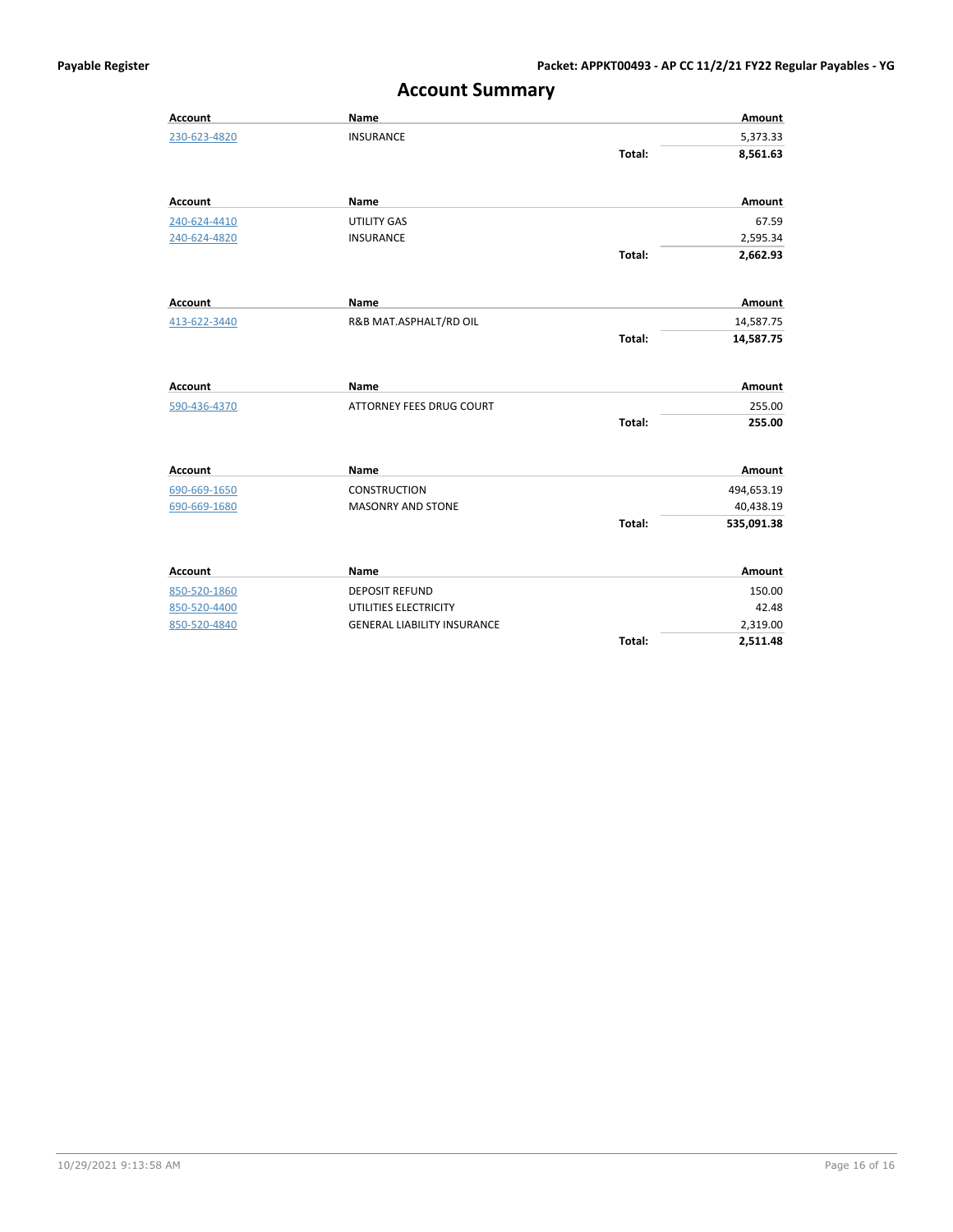## Account Summary

| Account | Name | | Amount |
|---|---|---|---|
| 230-623-4820 | INSURANCE | | 5,373.33 |
| | | **Total:** | **8,561.63** |

| Account | Name | | Amount |
|---|---|---|---|
| 240-624-4410 | UTILITY GAS | | 67.59 |
| 240-624-4820 | INSURANCE | | 2,595.34 |
| | | **Total:** | **2,662.93** |

| Account | Name | | Amount |
|---|---|---|---|
| 413-622-3440 | R&B MAT.ASPHALT/RD OIL | | 14,587.75 |
| | | **Total:** | **14,587.75** |

| Account | Name | | Amount |
|---|---|---|---|
| 590-436-4370 | ATTORNEY FEES DRUG COURT | | 255.00 |
| | | **Total:** | **255.00** |

| Account | Name | | Amount |
|---|---|---|---|
| 690-669-1650 | CONSTRUCTION | | 494,653.19 |
| 690-669-1680 | MASONRY AND STONE | | 40,438.19 |
| | | **Total:** | **535,091.38** |

| Account | Name | | Amount |
|---|---|---|---|
| 850-520-1860 | DEPOSIT REFUND | | 150.00 |
| 850-520-4400 | UTILITIES ELECTRICITY | | 42.48 |
| 850-520-4840 | GENERAL LIABILITY INSURANCE | | 2,319.00 |
| | | **Total:** | **2,511.48** |